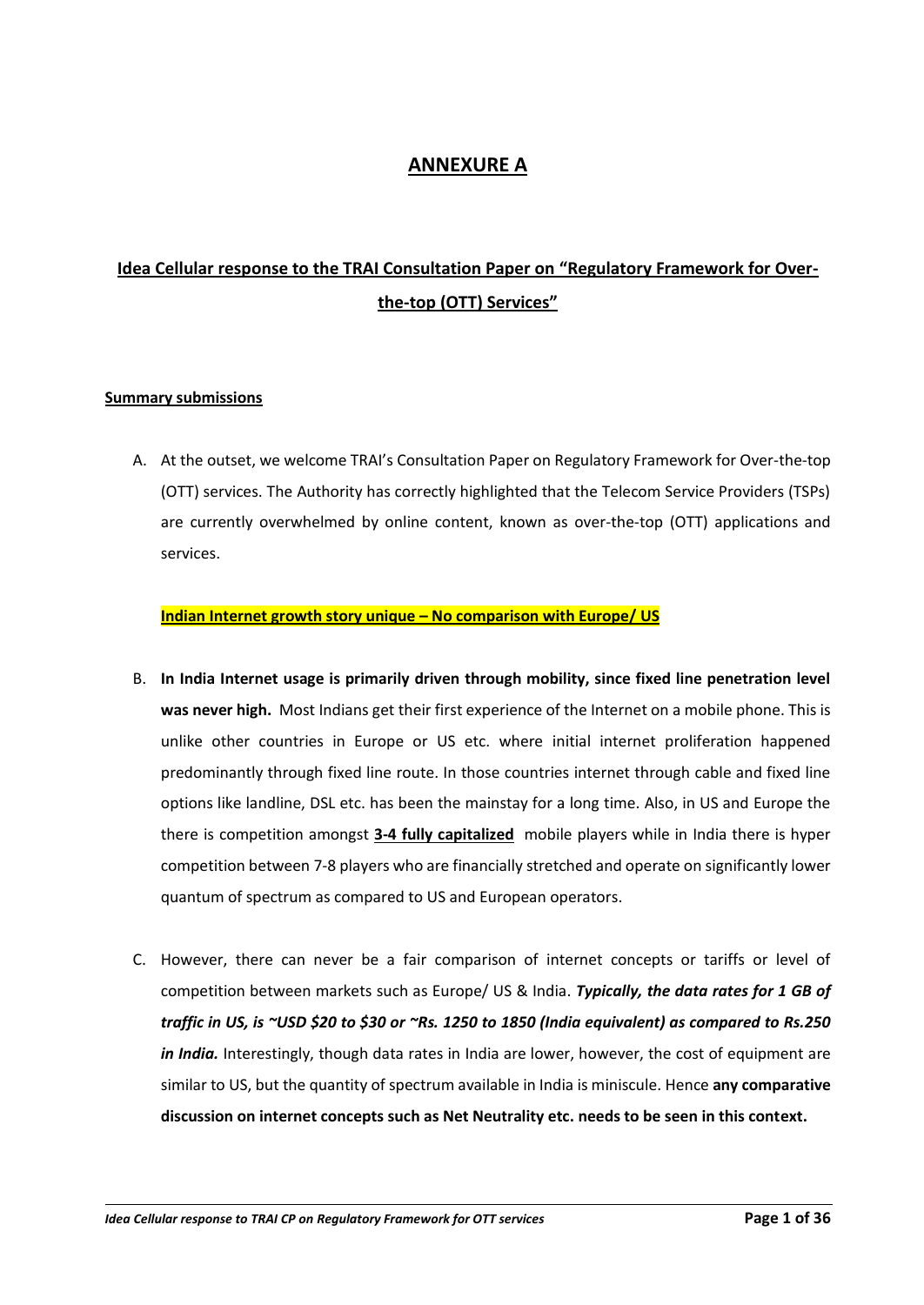# ANNEXURE A

## Idea Cellular response to the TRAI Consultation Paper on "Regulatory Framework for Over-the-top (OTT) Services"

### Summary submissions

A. At the outset, we welcome TRAI's Consultation Paper on Regulatory Framework for Over-the-top (OTT) services. The Authority has correctly highlighted that the Telecom Service Providers (TSPs) are currently overwhelmed by online content, known as over-the-top (OTT) applications and services.

**Indian Internet growth story unique – No comparison with Europe/ US**

B. **In India Internet usage is primarily driven through mobility, since fixed line penetration level was never high.** Most Indians get their first experience of the Internet on a mobile phone. This is unlike other countries in Europe or US etc. where initial internet proliferation happened predominantly through fixed line route. In those countries internet through cable and fixed line options like landline, DSL etc. has been the mainstay for a long time. Also, in US and Europe the there is competition amongst **3-4 fully capitalized** mobile players while in India there is hyper competition between 7-8 players who are financially stretched and operate on significantly lower quantum of spectrum as compared to US and European operators.

C. However, there can never be a fair comparison of internet concepts or tariffs or level of competition between markets such as Europe/ US & India. ***Typically, the data rates for 1 GB of traffic in US, is ~USD $20 to $30 or ~Rs. 1250 to 1850 (India equivalent) as compared to Rs.250 in India.*** Interestingly, though data rates in India are lower, however, the cost of equipment are similar to US, but the quantity of spectrum available in India is miniscule. Hence **any comparative discussion on internet concepts such as Net Neutrality etc. needs to be seen in this context.**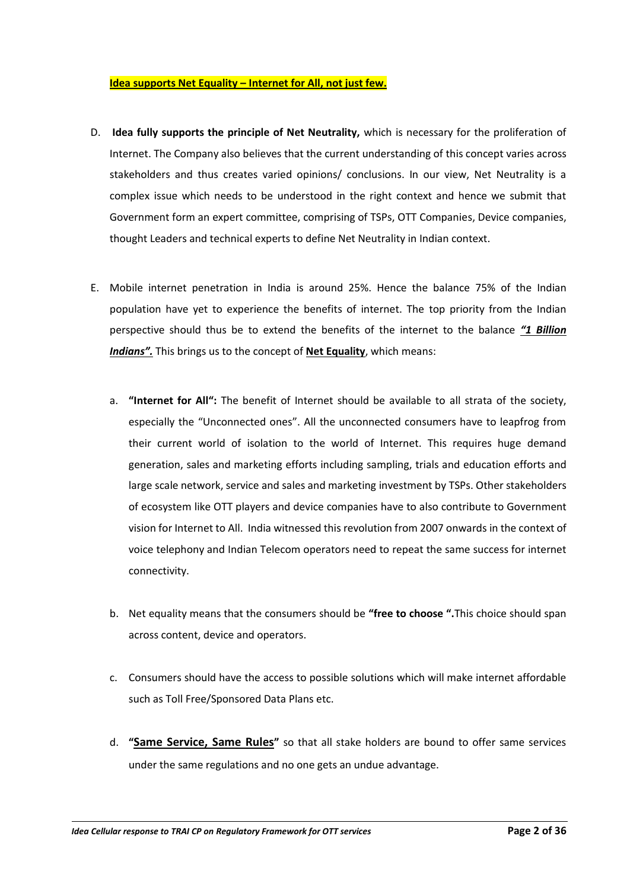**Idea supports Net Equality – Internet for All, not just few.**

D. **Idea fully supports the principle of Net Neutrality,** which is necessary for the proliferation of Internet. The Company also believes that the current understanding of this concept varies across stakeholders and thus creates varied opinions/ conclusions. In our view, Net Neutrality is a complex issue which needs to be understood in the right context and hence we submit that Government form an expert committee, comprising of TSPs, OTT Companies, Device companies, thought Leaders and technical experts to define Net Neutrality in Indian context.

E. Mobile internet penetration in India is around 25%. Hence the balance 75% of the Indian population have yet to experience the benefits of internet. The top priority from the Indian perspective should thus be to extend the benefits of the internet to the balance ***"1 Billion Indians".*** This brings us to the concept of **Net Equality**, which means:

   a. **"Internet for All":** The benefit of Internet should be available to all strata of the society, especially the "Unconnected ones". All the unconnected consumers have to leapfrog from their current world of isolation to the world of Internet. This requires huge demand generation, sales and marketing efforts including sampling, trials and education efforts and large scale network, service and sales and marketing investment by TSPs. Other stakeholders of ecosystem like OTT players and device companies have to also contribute to Government vision for Internet to All. India witnessed this revolution from 2007 onwards in the context of voice telephony and Indian Telecom operators need to repeat the same success for internet connectivity.

   b. Net equality means that the consumers should be **"free to choose ".**This choice should span across content, device and operators.

   c. Consumers should have the access to possible solutions which will make internet affordable such as Toll Free/Sponsored Data Plans etc.

   d. **"Same Service, Same Rules"** so that all stake holders are bound to offer same services under the same regulations and no one gets an undue advantage.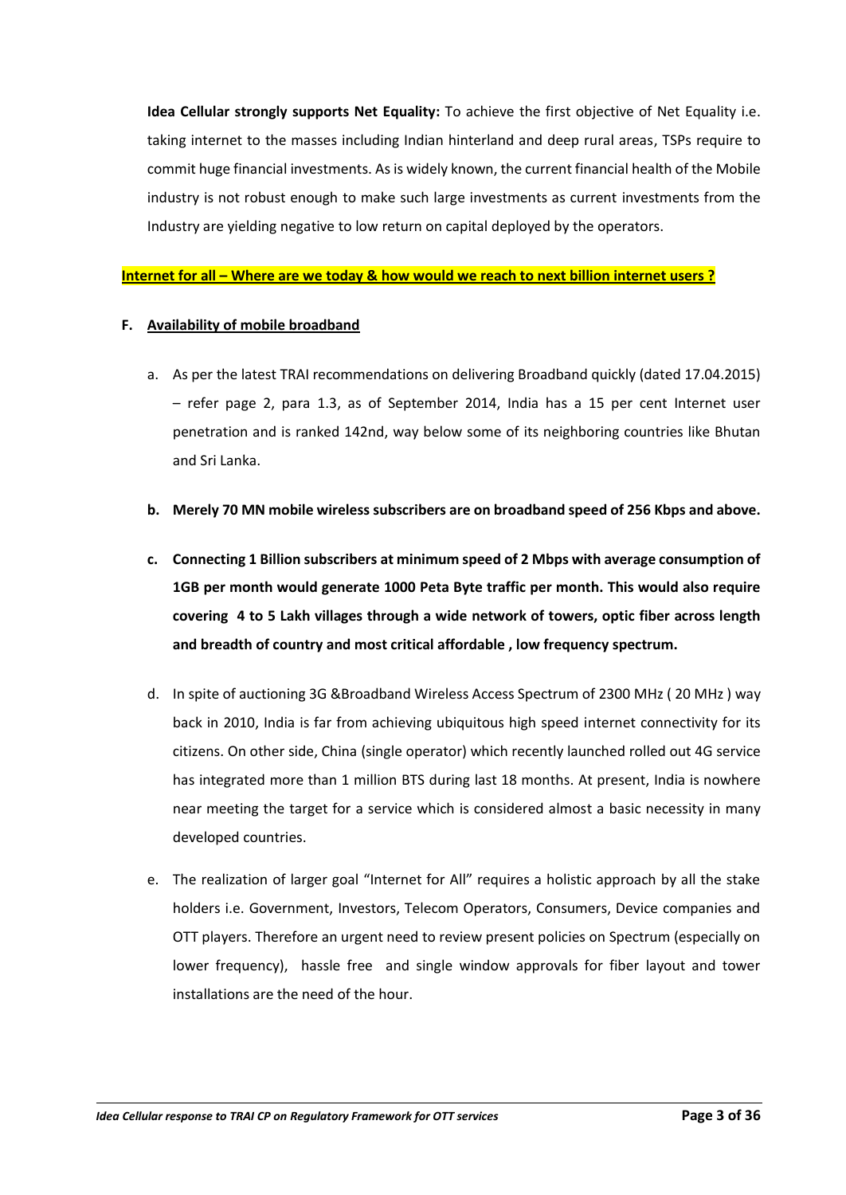**Idea Cellular strongly supports Net Equality:** To achieve the first objective of Net Equality i.e. taking internet to the masses including Indian hinterland and deep rural areas, TSPs require to commit huge financial investments. As is widely known, the current financial health of the Mobile industry is not robust enough to make such large investments as current investments from the Industry are yielding negative to low return on capital deployed by the operators.

**Internet for all – Where are we today & how would we reach to next billion internet users ?**

**F. Availability of mobile broadband**

a. As per the latest TRAI recommendations on delivering Broadband quickly (dated 17.04.2015) – refer page 2, para 1.3, as of September 2014, India has a 15 per cent Internet user penetration and is ranked 142nd, way below some of its neighboring countries like Bhutan and Sri Lanka.

b. **Merely 70 MN mobile wireless subscribers are on broadband speed of 256 Kbps and above.**

c. **Connecting 1 Billion subscribers at minimum speed of 2 Mbps with average consumption of 1GB per month would generate 1000 Peta Byte traffic per month. This would also require covering 4 to 5 Lakh villages through a wide network of towers, optic fiber across length and breadth of country and most critical affordable , low frequency spectrum.**

d. In spite of auctioning 3G &Broadband Wireless Access Spectrum of 2300 MHz ( 20 MHz ) way back in 2010, India is far from achieving ubiquitous high speed internet connectivity for its citizens. On other side, China (single operator) which recently launched rolled out 4G service has integrated more than 1 million BTS during last 18 months. At present, India is nowhere near meeting the target for a service which is considered almost a basic necessity in many developed countries.

e. The realization of larger goal "Internet for All" requires a holistic approach by all the stake holders i.e. Government, Investors, Telecom Operators, Consumers, Device companies and OTT players. Therefore an urgent need to review present policies on Spectrum (especially on lower frequency), hassle free and single window approvals for fiber layout and tower installations are the need of the hour.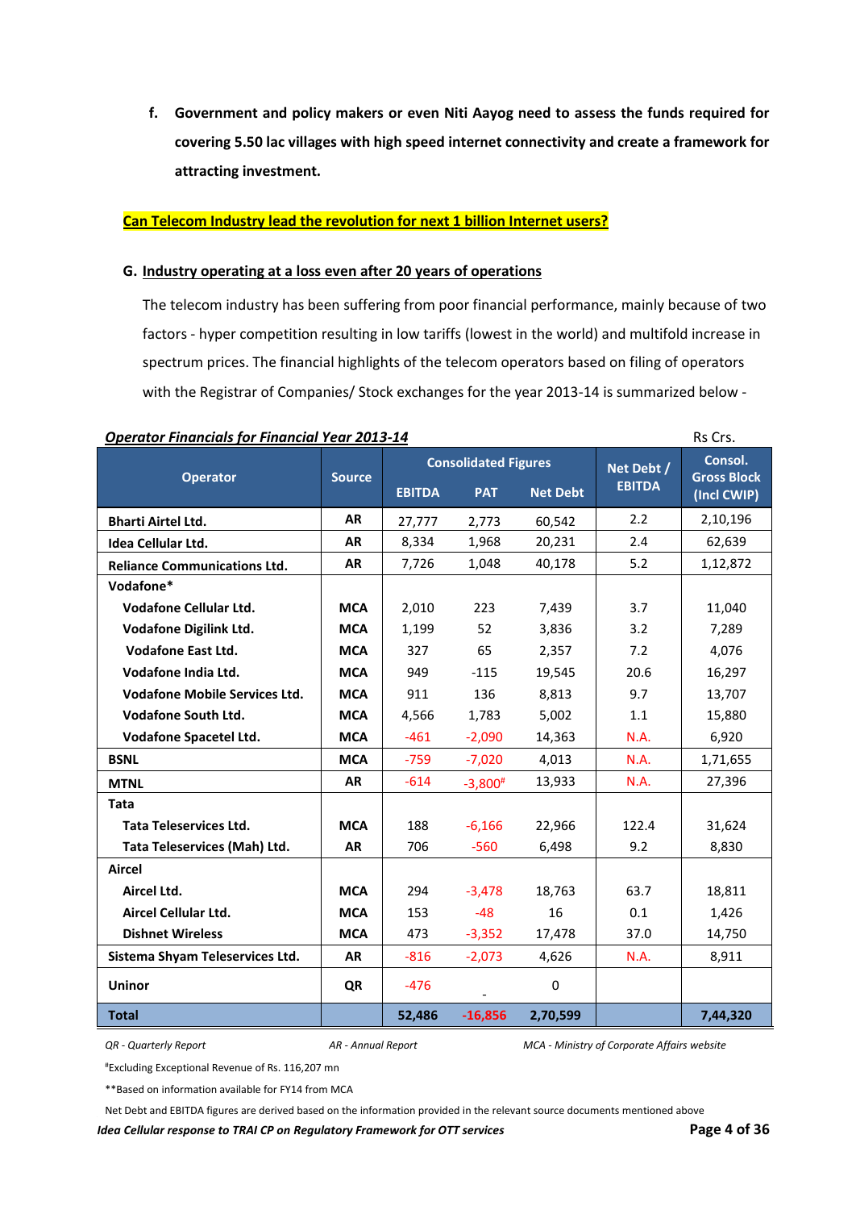f. **Government and policy makers or even Niti Aayog need to assess the funds required for covering 5.50 lac villages with high speed internet connectivity and create a framework for attracting investment.**

**Can Telecom Industry lead the revolution for next 1 billion Internet users?**

## G. Industry operating at a loss even after 20 years of operations

The telecom industry has been suffering from poor financial performance, mainly because of two factors - hyper competition resulting in low tariffs (lowest in the world) and multifold increase in spectrum prices. The financial highlights of the telecom operators based on filing of operators with the Registrar of Companies/ Stock exchanges for the year 2013-14 is summarized below -

***Operator Financials for Financial Year 2013-14*** Rs Crs.

| Operator | Source | Consolidated Figures | | | Net Debt / EBITDA | Consol. Gross Block (Incl CWIP) |
|---|---|---|---|---|---|---|
| | | EBITDA | PAT | Net Debt | | |
| **Bharti Airtel Ltd.** | AR | 27,777 | 2,773 | 60,542 | 2.2 | 2,10,196 |
| **Idea Cellular Ltd.** | AR | 8,334 | 1,968 | 20,231 | 2.4 | 62,639 |
| **Reliance Communications Ltd.** | AR | 7,726 | 1,048 | 40,178 | 5.2 | 1,12,872 |
| **Vodafone*** | | | | | | |
| **Vodafone Cellular Ltd.** | MCA | 2,010 | 223 | 7,439 | 3.7 | 11,040 |
| **Vodafone Digilink Ltd.** | MCA | 1,199 | 52 | 3,836 | 3.2 | 7,289 |
| **Vodafone East Ltd.** | MCA | 327 | 65 | 2,357 | 7.2 | 4,076 |
| **Vodafone India Ltd.** | MCA | 949 | -115 | 19,545 | 20.6 | 16,297 |
| **Vodafone Mobile Services Ltd.** | MCA | 911 | 136 | 8,813 | 9.7 | 13,707 |
| **Vodafone South Ltd.** | MCA | 4,566 | 1,783 | 5,002 | 1.1 | 15,880 |
| **Vodafone Spacetel Ltd.** | MCA | -461 | -2,090 | 14,363 | N.A. | 6,920 |
| **BSNL** | MCA | -759 | -7,020 | 4,013 | N.A. | 1,71,655 |
| **MTNL** | AR | -614 | -3,800# | 13,933 | N.A. | 27,396 |
| **Tata** | | | | | | |
| **Tata Teleservices Ltd.** | MCA | 188 | -6,166 | 22,966 | 122.4 | 31,624 |
| **Tata Teleservices (Mah) Ltd.** | AR | 706 | -560 | 6,498 | 9.2 | 8,830 |
| **Aircel** | | | | | | |
| **Aircel Ltd.** | MCA | 294 | -3,478 | 18,763 | 63.7 | 18,811 |
| **Aircel Cellular Ltd.** | MCA | 153 | -48 | 16 | 0.1 | 1,426 |
| **Dishnet Wireless** | MCA | 473 | -3,352 | 17,478 | 37.0 | 14,750 |
| **Sistema Shyam Teleservices Ltd.** | AR | -816 | -2,073 | 4,626 | N.A. | 8,911 |
| **Uninor** | QR | -476 | - | 0 | | |
| **Total** | | **52,486** | **-16,856** | **2,70,599** | | **7,44,320** |

*QR - Quarterly Report* *AR - Annual Report* *MCA - Ministry of Corporate Affairs website*

#Excluding Exceptional Revenue of Rs. 116,207 mn

**Based on information available for FY14 from MCA

Net Debt and EBITDA figures are derived based on the information provided in the relevant source documents mentioned above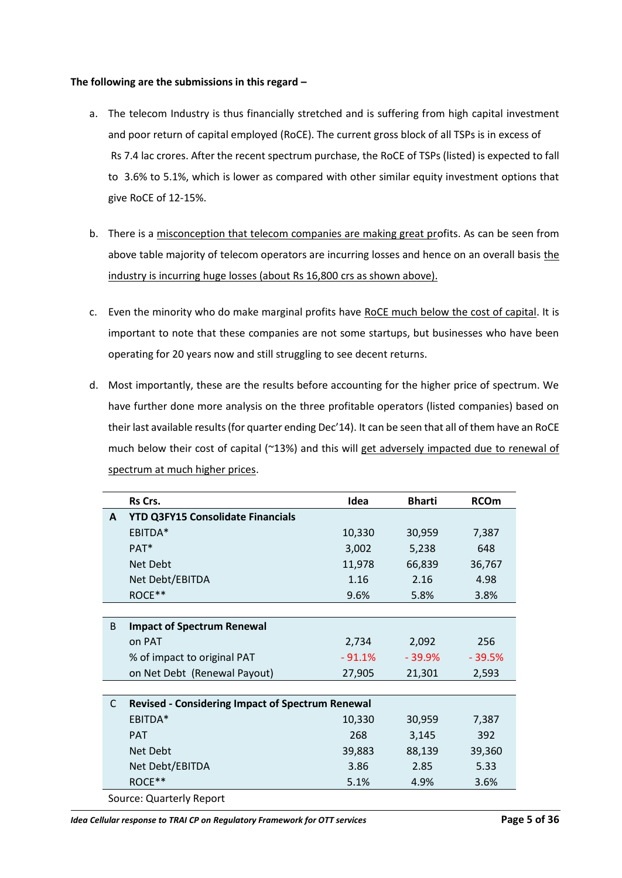**The following are the submissions in this regard –**

a. The telecom Industry is thus financially stretched and is suffering from high capital investment and poor return of capital employed (RoCE). The current gross block of all TSPs is in excess of Rs 7.4 lac crores. After the recent spectrum purchase, the RoCE of TSPs (listed) is expected to fall to 3.6% to 5.1%, which is lower as compared with other similar equity investment options that give RoCE of 12-15%.

b. There is a misconception that telecom companies are making great profits. As can be seen from above table majority of telecom operators are incurring losses and hence on an overall basis the industry is incurring huge losses (about Rs 16,800 crs as shown above).

c. Even the minority who do make marginal profits have RoCE much below the cost of capital. It is important to note that these companies are not some startups, but businesses who have been operating for 20 years now and still struggling to see decent returns.

d. Most importantly, these are the results before accounting for the higher price of spectrum. We have further done more analysis on the three profitable operators (listed companies) based on their last available results (for quarter ending Dec'14). It can be seen that all of them have an RoCE much below their cost of capital (~13%) and this will get adversely impacted due to renewal of spectrum at much higher prices.

| | Rs Crs. | Idea | Bharti | RCOm |
|---|---|---|---|---|
| **A** | **YTD Q3FY15 Consolidate Financials** | | | |
| | EBITDA* | 10,330 | 30,959 | 7,387 |
| | PAT* | 3,002 | 5,238 | 648 |
| | Net Debt | 11,978 | 66,839 | 36,767 |
| | Net Debt/EBITDA | 1.16 | 2.16 | 4.98 |
| | ROCE** | 9.6% | 5.8% | 3.8% |
| B | **Impact of Spectrum Renewal** | | | |
| | on PAT | 2,734 | 2,092 | 256 |
| | % of impact to original PAT | - 91.1% | - 39.9% | - 39.5% |
| | on Net Debt (Renewal Payout) | 27,905 | 21,301 | 2,593 |
| C | **Revised - Considering Impact of Spectrum Renewal** | | | |
| | EBITDA* | 10,330 | 30,959 | 7,387 |
| | PAT | 268 | 3,145 | 392 |
| | Net Debt | 39,883 | 88,139 | 39,360 |
| | Net Debt/EBITDA | 3.86 | 2.85 | 5.33 |
| | ROCE** | 5.1% | 4.9% | 3.6% |

Source: Quarterly Report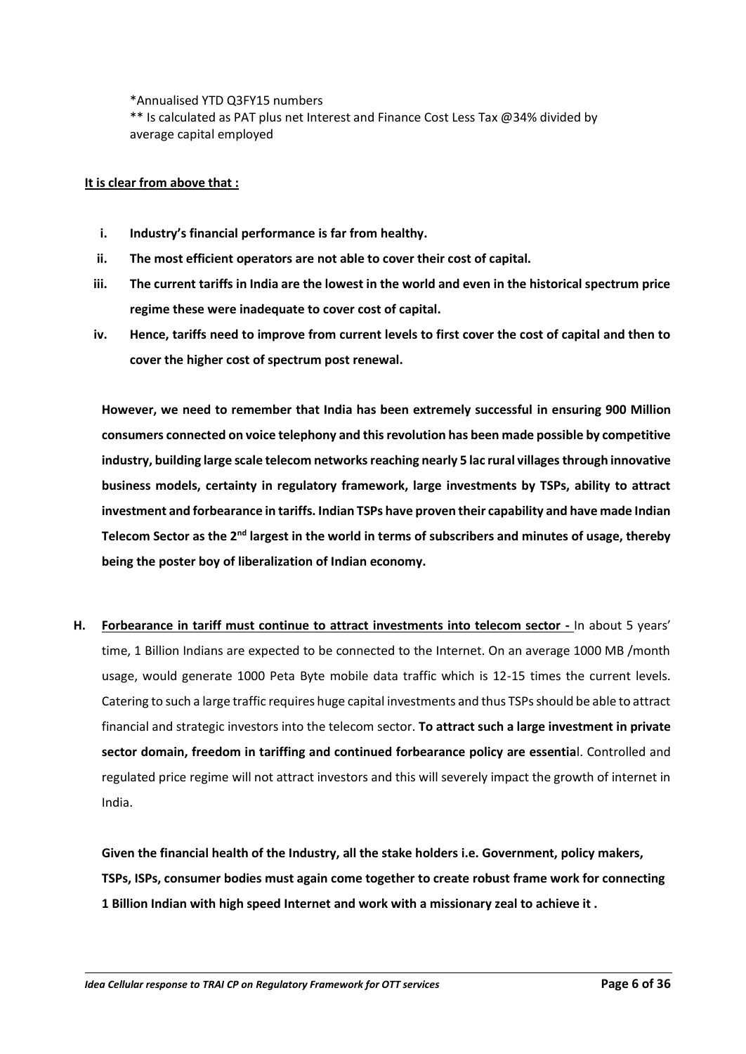*Annualised YTD Q3FY15 numbers

** Is calculated as PAT plus net Interest and Finance Cost Less Tax @34% divided by average capital employed

**<u>It is clear from above that :</u>**

- **i. Industry's financial performance is far from healthy.**
- **ii. The most efficient operators are not able to cover their cost of capital.**
- **iii. The current tariffs in India are the lowest in the world and even in the historical spectrum price regime these were inadequate to cover cost of capital.**
- **iv. Hence, tariffs need to improve from current levels to first cover the cost of capital and then to cover the higher cost of spectrum post renewal.**

**However, we need to remember that India has been extremely successful in ensuring 900 Million consumers connected on voice telephony and this revolution has been made possible by competitive industry, building large scale telecom networks reaching nearly 5 lac rural villages through innovative business models, certainty in regulatory framework, large investments by TSPs, ability to attract investment and forbearance in tariffs. Indian TSPs have proven their capability and have made Indian Telecom Sector as the 2nd largest in the world in terms of subscribers and minutes of usage, thereby being the poster boy of liberalization of Indian economy.**

**H. <u>Forbearance in tariff must continue to attract investments into telecom sector -</u>** In about 5 years' time, 1 Billion Indians are expected to be connected to the Internet. On an average 1000 MB /month usage, would generate 1000 Peta Byte mobile data traffic which is 12-15 times the current levels. Catering to such a large traffic requires huge capital investments and thus TSPs should be able to attract financial and strategic investors into the telecom sector. **To attract such a large investment in private sector domain, freedom in tariffing and continued forbearance policy are essentia**l. Controlled and regulated price regime will not attract investors and this will severely impact the growth of internet in India.

**Given the financial health of the Industry, all the stake holders i.e. Government, policy makers, TSPs, ISPs, consumer bodies must again come together to create robust frame work for connecting 1 Billion Indian with high speed Internet and work with a missionary zeal to achieve it .**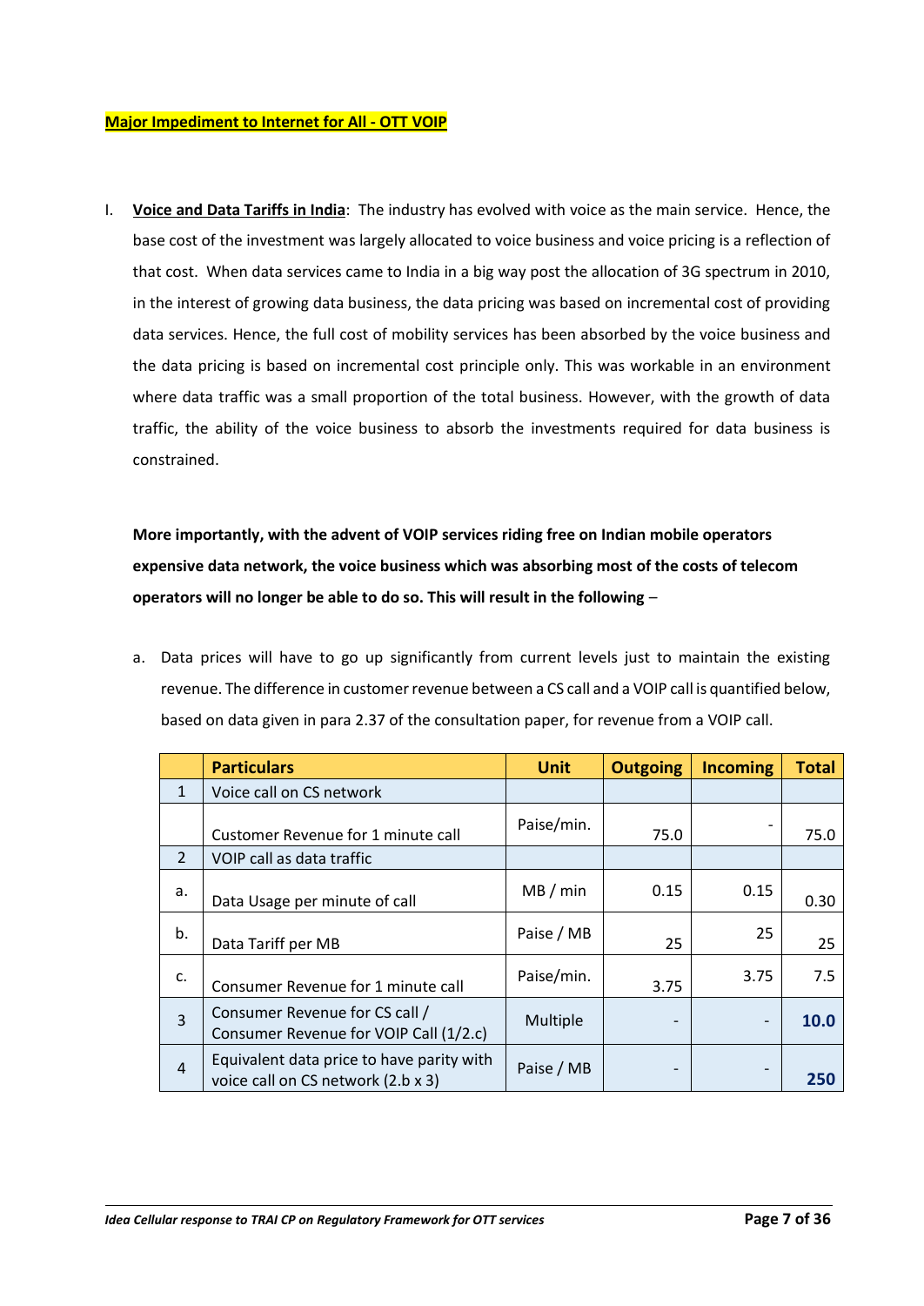**Major Impediment to Internet for All - OTT VOIP**

I. **Voice and Data Tariffs in India**: The industry has evolved with voice as the main service. Hence, the base cost of the investment was largely allocated to voice business and voice pricing is a reflection of that cost. When data services came to India in a big way post the allocation of 3G spectrum in 2010, in the interest of growing data business, the data pricing was based on incremental cost of providing data services. Hence, the full cost of mobility services has been absorbed by the voice business and the data pricing is based on incremental cost principle only. This was workable in an environment where data traffic was a small proportion of the total business. However, with the growth of data traffic, the ability of the voice business to absorb the investments required for data business is constrained.

**More importantly, with the advent of VOIP services riding free on Indian mobile operators expensive data network, the voice business which was absorbing most of the costs of telecom operators will no longer be able to do so. This will result in the following** –

a. Data prices will have to go up significantly from current levels just to maintain the existing revenue. The difference in customer revenue between a CS call and a VOIP call is quantified below, based on data given in para 2.37 of the consultation paper, for revenue from a VOIP call.

| | Particulars | Unit | Outgoing | Incoming | Total |
|---|---|---|---|---|---|
| 1 | Voice call on CS network | | | | |
| | Customer Revenue for 1 minute call | Paise/min. | 75.0 | - | 75.0 |
| 2 | VOIP call as data traffic | | | | |
| a. | Data Usage per minute of call | MB / min | 0.15 | 0.15 | 0.30 |
| b. | Data Tariff per MB | Paise / MB | 25 | 25 | 25 |
| c. | Consumer Revenue for 1 minute call | Paise/min. | 3.75 | 3.75 | 7.5 |
| 3 | Consumer Revenue for CS call / Consumer Revenue for VOIP Call (1/2.c) | Multiple | - | - | **10.0** |
| 4 | Equivalent data price to have parity with voice call on CS network (2.b x 3) | Paise / MB | - | - | **250** |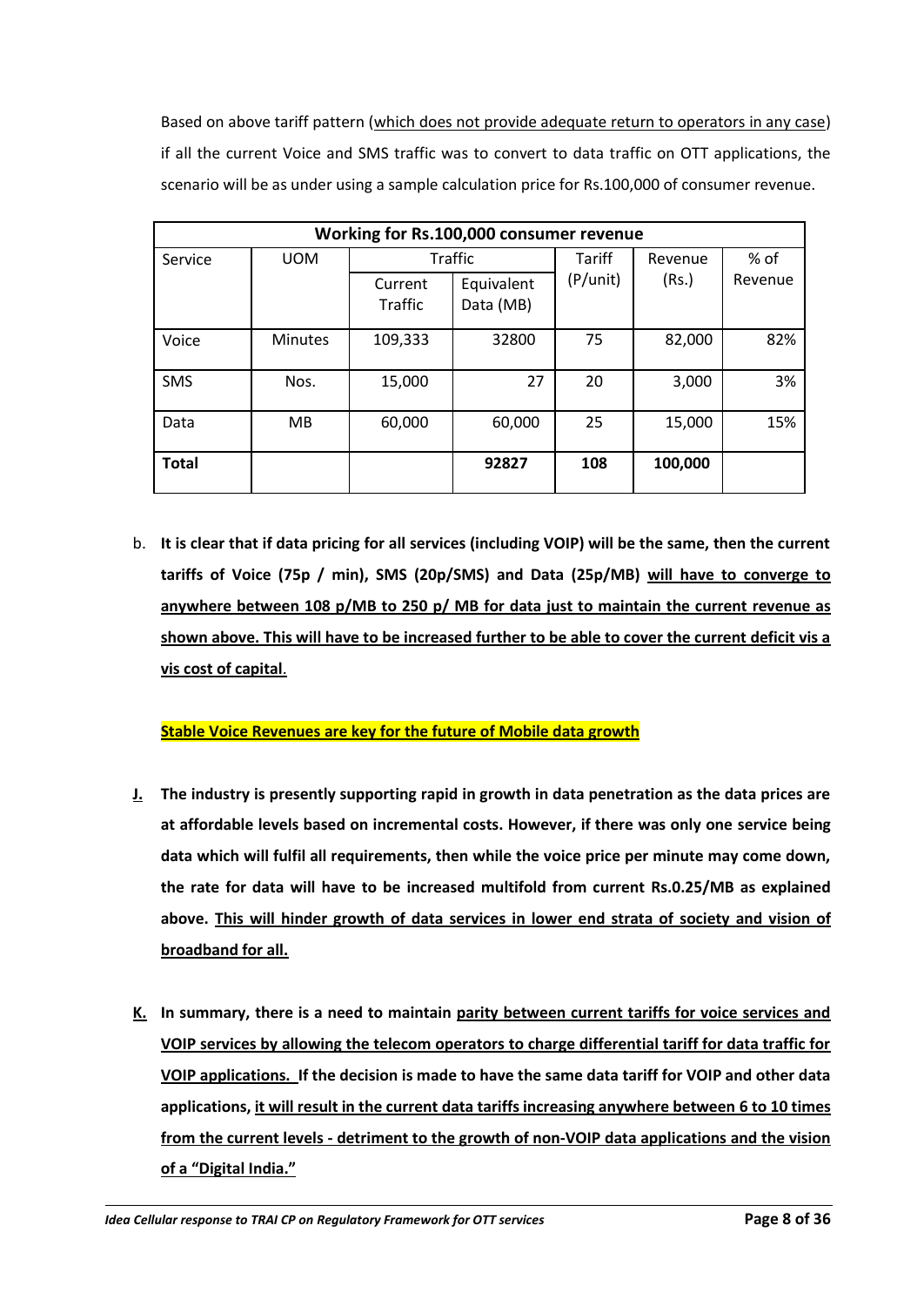Based on above tariff pattern (which does not provide adequate return to operators in any case) if all the current Voice and SMS traffic was to convert to data traffic on OTT applications, the scenario will be as under using a sample calculation price for Rs.100,000 of consumer revenue.

| Working for Rs.100,000 consumer revenue | | | | | | |
|---|---|---|---|---|---|---|
| Service | UOM | Traffic | | Tariff (P/unit) | Revenue (Rs.) | % of Revenue |
| | | Current Traffic | Equivalent Data (MB) | | | |
| Voice | Minutes | 109,333 | 32800 | 75 | 82,000 | 82% |
| SMS | Nos. | 15,000 | 27 | 20 | 3,000 | 3% |
| Data | MB | 60,000 | 60,000 | 25 | 15,000 | 15% |
| **Total** | | | **92827** | **108** | **100,000** | |

b. **It is clear that if data pricing for all services (including VOIP) will be the same, then the current tariffs of Voice (75p / min), SMS (20p/SMS) and Data (25p/MB) will have to converge to anywhere between 108 p/MB to 250 p/ MB for data just to maintain the current revenue as shown above. This will have to be increased further to be able to cover the current deficit vis a vis cost of capital**.

**Stable Voice Revenues are key for the future of Mobile data growth**

**J.** **The industry is presently supporting rapid in growth in data penetration as the data prices are at affordable levels based on incremental costs. However, if there was only one service being data which will fulfil all requirements, then while the voice price per minute may come down, the rate for data will have to be increased multifold from current Rs.0.25/MB as explained above. This will hinder growth of data services in lower end strata of society and vision of broadband for all.**

**K.** **In summary, there is a need to maintain parity between current tariffs for voice services and VOIP services by allowing the telecom operators to charge differential tariff for data traffic for VOIP applications. If the decision is made to have the same data tariff for VOIP and other data applications, it will result in the current data tariffs increasing anywhere between 6 to 10 times from the current levels - detriment to the growth of non-VOIP data applications and the vision of a "Digital India."**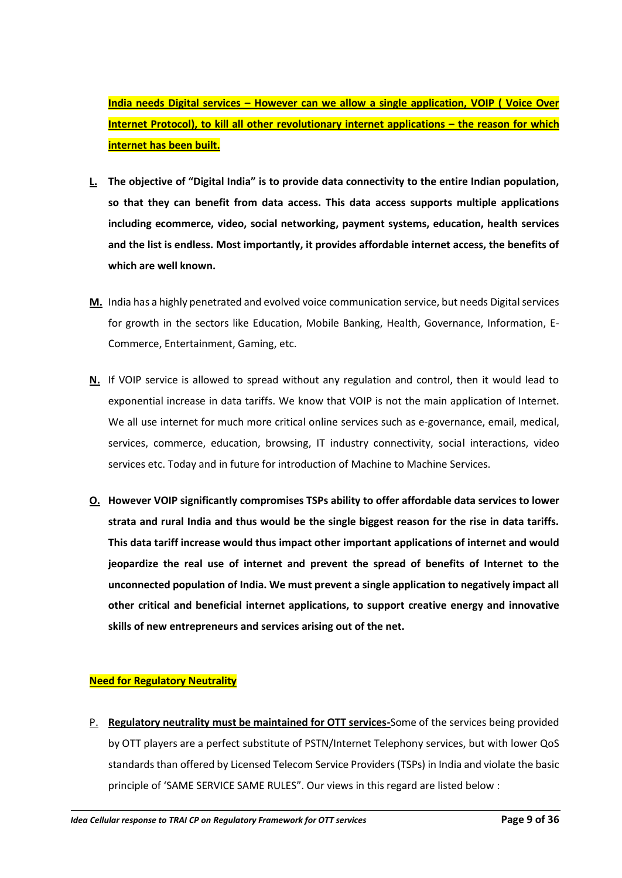**India needs Digital services – However can we allow a single application, VOIP ( Voice Over Internet Protocol), to kill all other revolutionary internet applications – the reason for which internet has been built.**

**L.** **The objective of "Digital India" is to provide data connectivity to the entire Indian population, so that they can benefit from data access. This data access supports multiple applications including ecommerce, video, social networking, payment systems, education, health services and the list is endless. Most importantly, it provides affordable internet access, the benefits of which are well known.**

**M.** India has a highly penetrated and evolved voice communication service, but needs Digital services for growth in the sectors like Education, Mobile Banking, Health, Governance, Information, E-Commerce, Entertainment, Gaming, etc.

**N.** If VOIP service is allowed to spread without any regulation and control, then it would lead to exponential increase in data tariffs. We know that VOIP is not the main application of Internet. We all use internet for much more critical online services such as e-governance, email, medical, services, commerce, education, browsing, IT industry connectivity, social interactions, video services etc. Today and in future for introduction of Machine to Machine Services.

**O.** **However VOIP significantly compromises TSPs ability to offer affordable data services to lower strata and rural India and thus would be the single biggest reason for the rise in data tariffs. This data tariff increase would thus impact other important applications of internet and would jeopardize the real use of internet and prevent the spread of benefits of Internet to the unconnected population of India. We must prevent a single application to negatively impact all other critical and beneficial internet applications, to support creative energy and innovative skills of new entrepreneurs and services arising out of the net.**

**Need for Regulatory Neutrality**

P. **Regulatory neutrality must be maintained for OTT services-**Some of the services being provided by OTT players are a perfect substitute of PSTN/Internet Telephony services, but with lower QoS standards than offered by Licensed Telecom Service Providers (TSPs) in India and violate the basic principle of 'SAME SERVICE SAME RULES". Our views in this regard are listed below :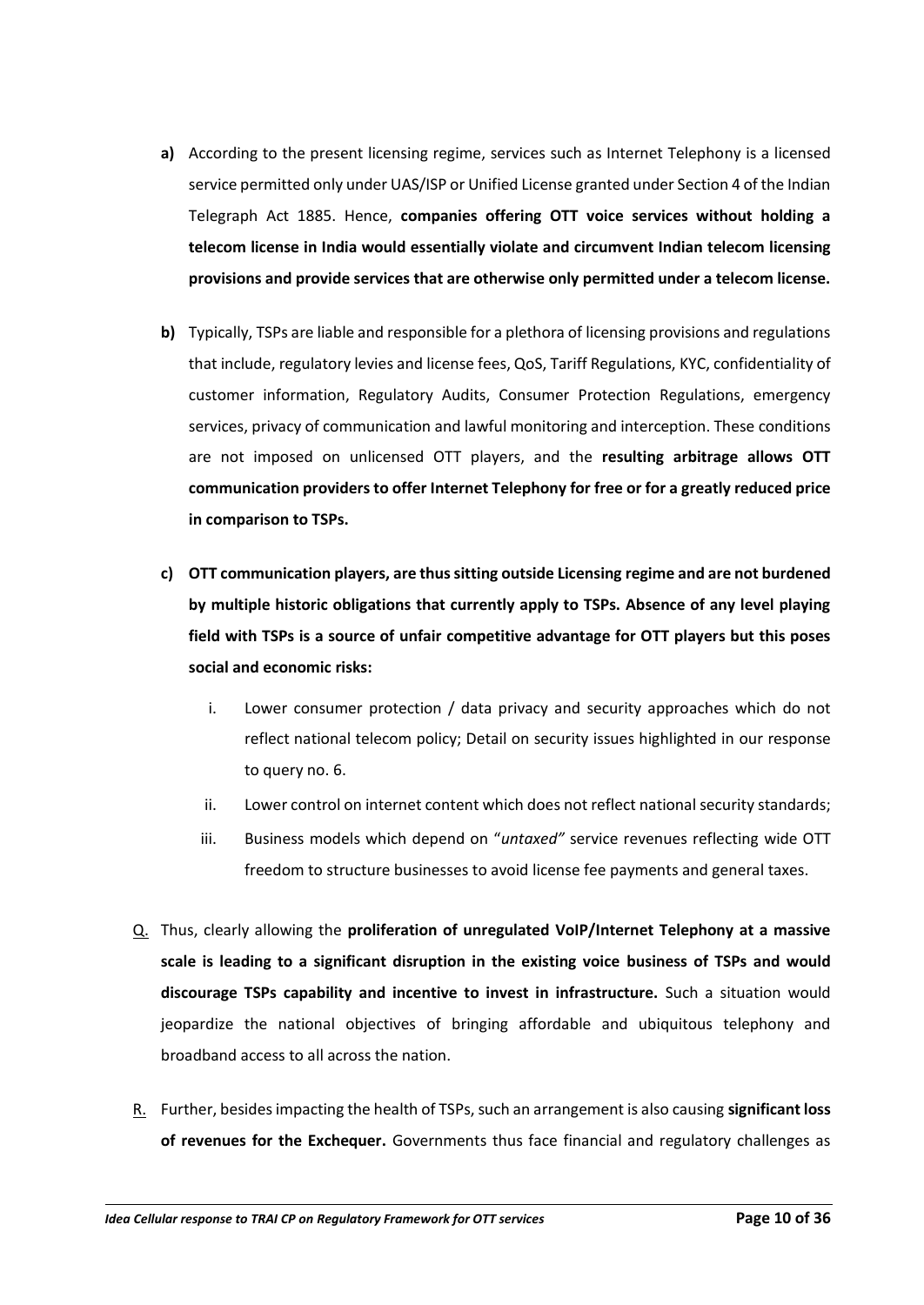- **a)** According to the present licensing regime, services such as Internet Telephony is a licensed service permitted only under UAS/ISP or Unified License granted under Section 4 of the Indian Telegraph Act 1885. Hence, **companies offering OTT voice services without holding a telecom license in India would essentially violate and circumvent Indian telecom licensing provisions and provide services that are otherwise only permitted under a telecom license.**

- **b)** Typically, TSPs are liable and responsible for a plethora of licensing provisions and regulations that include, regulatory levies and license fees, QoS, Tariff Regulations, KYC, confidentiality of customer information, Regulatory Audits, Consumer Protection Regulations, emergency services, privacy of communication and lawful monitoring and interception. These conditions are not imposed on unlicensed OTT players, and the **resulting arbitrage allows OTT communication providers to offer Internet Telephony for free or for a greatly reduced price in comparison to TSPs.**

- **c) OTT communication players, are thus sitting outside Licensing regime and are not burdened by multiple historic obligations that currently apply to TSPs. Absence of any level playing field with TSPs is a source of unfair competitive advantage for OTT players but this poses social and economic risks:**

  - i. Lower consumer protection / data privacy and security approaches which do not reflect national telecom policy; Detail on security issues highlighted in our response to query no. 6.
  - ii. Lower control on internet content which does not reflect national security standards;
  - iii. Business models which depend on "*untaxed"* service revenues reflecting wide OTT freedom to structure businesses to avoid license fee payments and general taxes.

Q. Thus, clearly allowing the **proliferation of unregulated VoIP/Internet Telephony at a massive scale is leading to a significant disruption in the existing voice business of TSPs and would discourage TSPs capability and incentive to invest in infrastructure.** Such a situation would jeopardize the national objectives of bringing affordable and ubiquitous telephony and broadband access to all across the nation.

R. Further, besides impacting the health of TSPs, such an arrangement is also causing **significant loss of revenues for the Exchequer.** Governments thus face financial and regulatory challenges as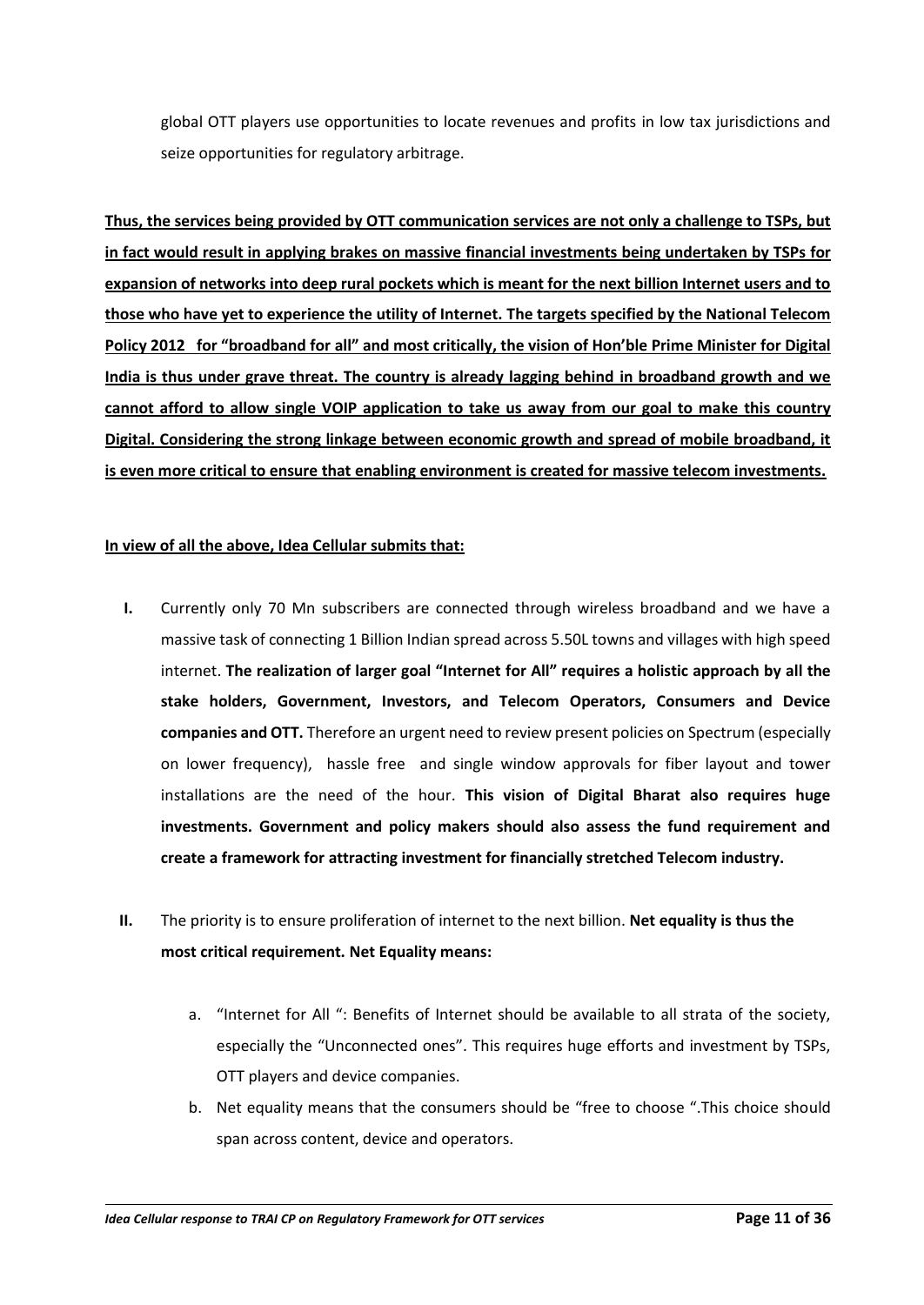global OTT players use opportunities to locate revenues and profits in low tax jurisdictions and seize opportunities for regulatory arbitrage.

**Thus, the services being provided by OTT communication services are not only a challenge to TSPs, but in fact would result in applying brakes on massive financial investments being undertaken by TSPs for expansion of networks into deep rural pockets which is meant for the next billion Internet users and to those who have yet to experience the utility of Internet. The targets specified by the National Telecom Policy 2012 for "broadband for all" and most critically, the vision of Hon'ble Prime Minister for Digital India is thus under grave threat. The country is already lagging behind in broadband growth and we cannot afford to allow single VOIP application to take us away from our goal to make this country Digital. Considering the strong linkage between economic growth and spread of mobile broadband, it is even more critical to ensure that enabling environment is created for massive telecom investments.**

**In view of all the above, Idea Cellular submits that:**

**I.** Currently only 70 Mn subscribers are connected through wireless broadband and we have a massive task of connecting 1 Billion Indian spread across 5.50L towns and villages with high speed internet. **The realization of larger goal "Internet for All" requires a holistic approach by all the stake holders, Government, Investors, and Telecom Operators, Consumers and Device companies and OTT.** Therefore an urgent need to review present policies on Spectrum (especially on lower frequency), hassle free and single window approvals for fiber layout and tower installations are the need of the hour. **This vision of Digital Bharat also requires huge investments. Government and policy makers should also assess the fund requirement and create a framework for attracting investment for financially stretched Telecom industry.**

**II.** The priority is to ensure proliferation of internet to the next billion. **Net equality is thus the most critical requirement. Net Equality means:**

a. "Internet for All ": Benefits of Internet should be available to all strata of the society, especially the "Unconnected ones". This requires huge efforts and investment by TSPs, OTT players and device companies.

b. Net equality means that the consumers should be "free to choose ".This choice should span across content, device and operators.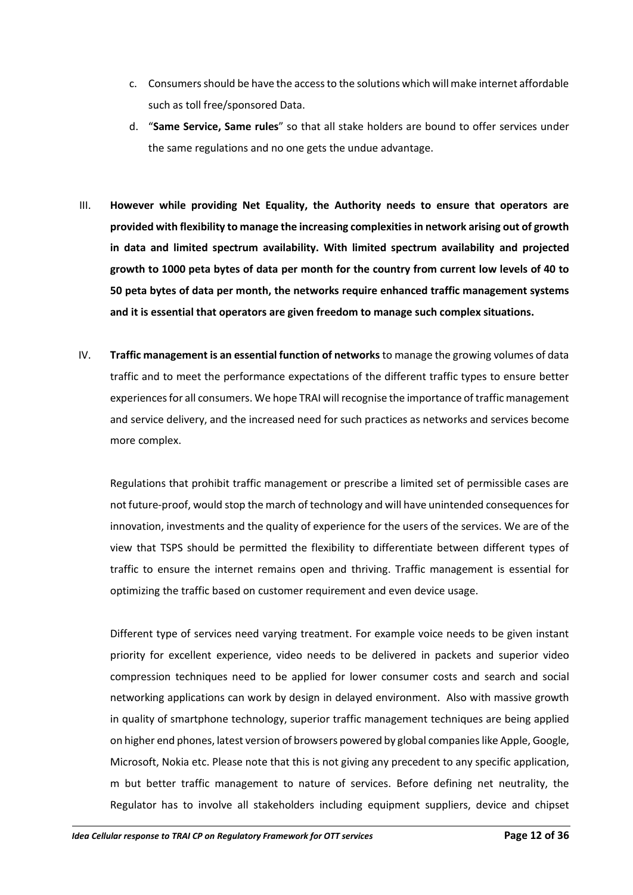c. Consumers should be have the access to the solutions which will make internet affordable such as toll free/sponsored Data.

d. "**Same Service, Same rules**" so that all stake holders are bound to offer services under the same regulations and no one gets the undue advantage.

III. **However while providing Net Equality, the Authority needs to ensure that operators are provided with flexibility to manage the increasing complexities in network arising out of growth in data and limited spectrum availability. With limited spectrum availability and projected growth to 1000 peta bytes of data per month for the country from current low levels of 40 to 50 peta bytes of data per month, the networks require enhanced traffic management systems and it is essential that operators are given freedom to manage such complex situations.**

IV. **Traffic management is an essential function of networks** to manage the growing volumes of data traffic and to meet the performance expectations of the different traffic types to ensure better experiences for all consumers. We hope TRAI will recognise the importance of traffic management and service delivery, and the increased need for such practices as networks and services become more complex.

Regulations that prohibit traffic management or prescribe a limited set of permissible cases are not future-proof, would stop the march of technology and will have unintended consequences for innovation, investments and the quality of experience for the users of the services. We are of the view that TSPS should be permitted the flexibility to differentiate between different types of traffic to ensure the internet remains open and thriving. Traffic management is essential for optimizing the traffic based on customer requirement and even device usage.

Different type of services need varying treatment. For example voice needs to be given instant priority for excellent experience, video needs to be delivered in packets and superior video compression techniques need to be applied for lower consumer costs and search and social networking applications can work by design in delayed environment. Also with massive growth in quality of smartphone technology, superior traffic management techniques are being applied on higher end phones, latest version of browsers powered by global companies like Apple, Google, Microsoft, Nokia etc. Please note that this is not giving any precedent to any specific application, m but better traffic management to nature of services. Before defining net neutrality, the Regulator has to involve all stakeholders including equipment suppliers, device and chipset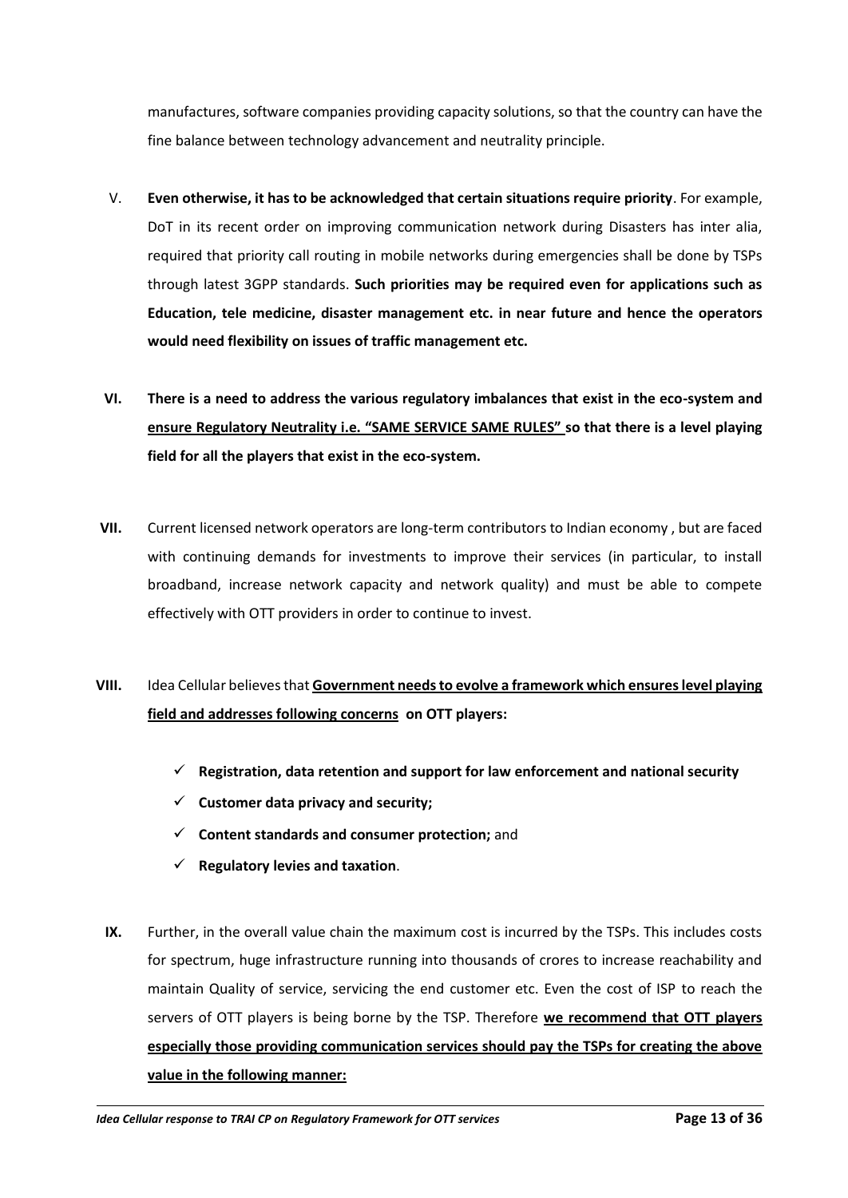manufactures, software companies providing capacity solutions, so that the country can have the fine balance between technology advancement and neutrality principle.

V. **Even otherwise, it has to be acknowledged that certain situations require priority**. For example, DoT in its recent order on improving communication network during Disasters has inter alia, required that priority call routing in mobile networks during emergencies shall be done by TSPs through latest 3GPP standards. **Such priorities may be required even for applications such as Education, tele medicine, disaster management etc. in near future and hence the operators would need flexibility on issues of traffic management etc.**

VI. **There is a need to address the various regulatory imbalances that exist in the eco-system and <u>ensure Regulatory Neutrality i.e. "SAME SERVICE SAME RULES"</u> so that there is a level playing field for all the players that exist in the eco-system.**

VII. Current licensed network operators are long-term contributors to Indian economy , but are faced with continuing demands for investments to improve their services (in particular, to install broadband, increase network capacity and network quality) and must be able to compete effectively with OTT providers in order to continue to invest.

VIII. Idea Cellular believes that **<u>Government needs to evolve a framework which ensures level playing field and addresses following concerns</u> on OTT players:**

- ✓ **Registration, data retention and support for law enforcement and national security**
- ✓ **Customer data privacy and security;**
- ✓ **Content standards and consumer protection;** and
- ✓ **Regulatory levies and taxation**.

IX. Further, in the overall value chain the maximum cost is incurred by the TSPs. This includes costs for spectrum, huge infrastructure running into thousands of crores to increase reachability and maintain Quality of service, servicing the end customer etc. Even the cost of ISP to reach the servers of OTT players is being borne by the TSP. Therefore **<u>we recommend that OTT players especially those providing communication services should pay the TSPs for creating the above value in the following manner:</u>**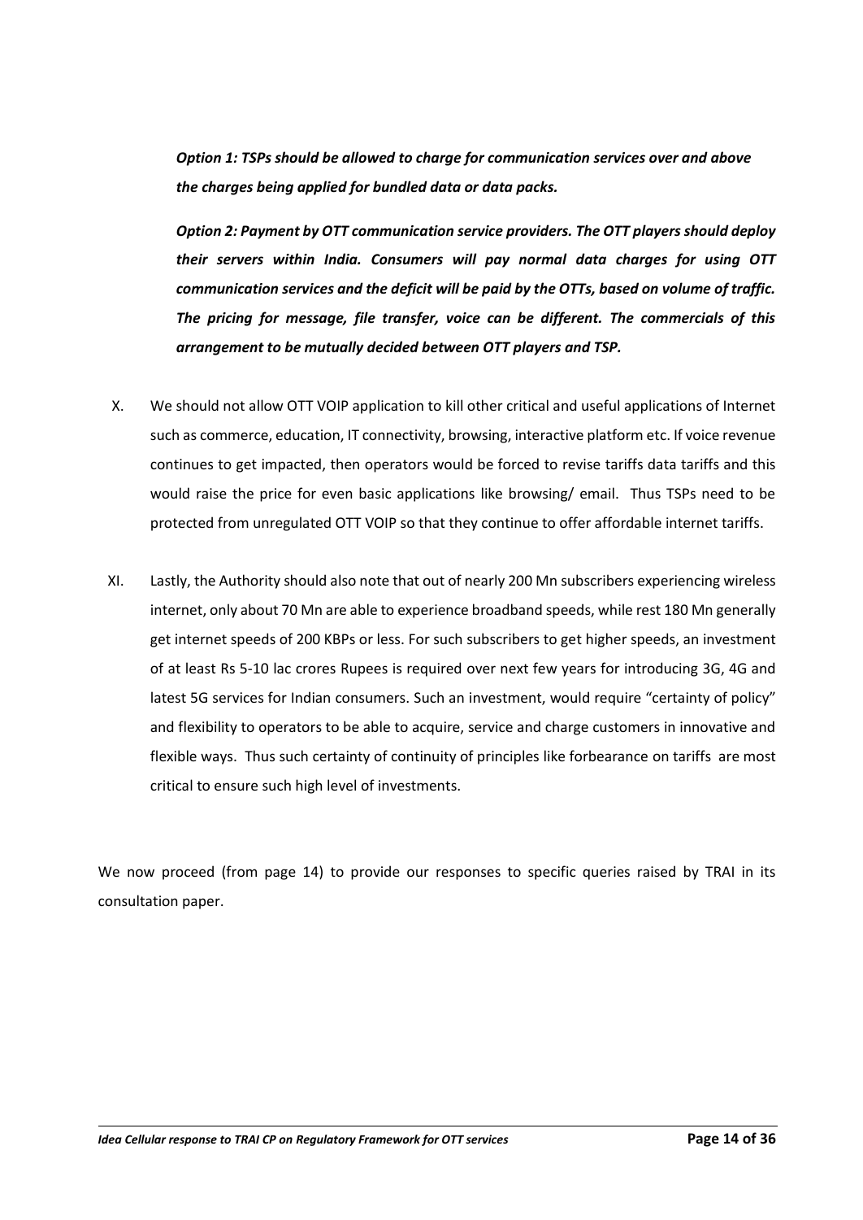***Option 1: TSPs should be allowed to charge for communication services over and above the charges being applied for bundled data or data packs.***

***Option 2: Payment by OTT communication service providers. The OTT players should deploy their servers within India. Consumers will pay normal data charges for using OTT communication services and the deficit will be paid by the OTTs, based on volume of traffic. The pricing for message, file transfer, voice can be different. The commercials of this arrangement to be mutually decided between OTT players and TSP.***

X. We should not allow OTT VOIP application to kill other critical and useful applications of Internet such as commerce, education, IT connectivity, browsing, interactive platform etc. If voice revenue continues to get impacted, then operators would be forced to revise tariffs data tariffs and this would raise the price for even basic applications like browsing/ email. Thus TSPs need to be protected from unregulated OTT VOIP so that they continue to offer affordable internet tariffs.

XI. Lastly, the Authority should also note that out of nearly 200 Mn subscribers experiencing wireless internet, only about 70 Mn are able to experience broadband speeds, while rest 180 Mn generally get internet speeds of 200 KBPs or less. For such subscribers to get higher speeds, an investment of at least Rs 5-10 lac crores Rupees is required over next few years for introducing 3G, 4G and latest 5G services for Indian consumers. Such an investment, would require "certainty of policy" and flexibility to operators to be able to acquire, service and charge customers in innovative and flexible ways. Thus such certainty of continuity of principles like forbearance on tariffs are most critical to ensure such high level of investments.

We now proceed (from page 14) to provide our responses to specific queries raised by TRAI in its consultation paper.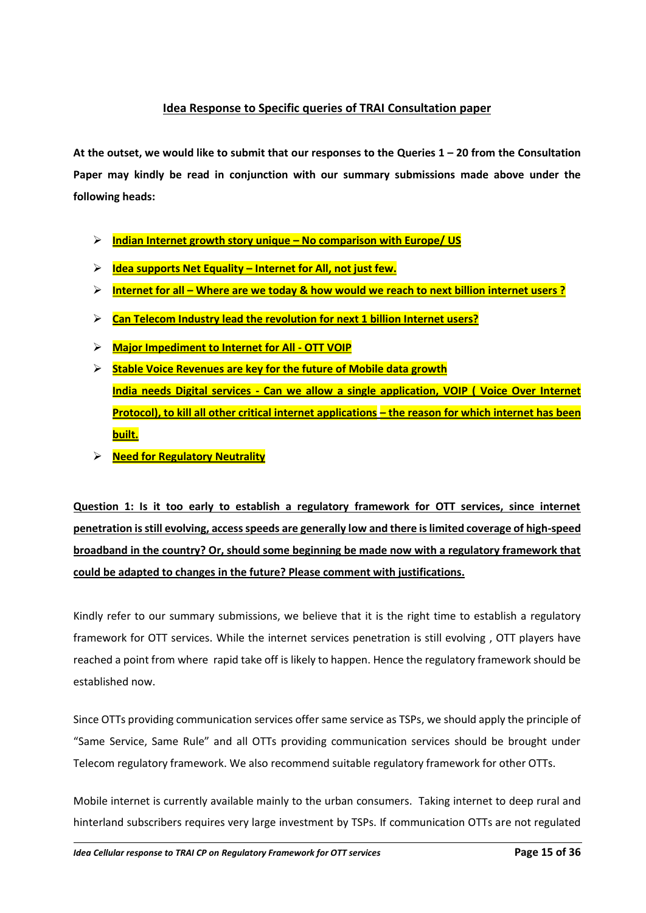## Idea Response to Specific queries of TRAI Consultation paper

**At the outset, we would like to submit that our responses to the Queries 1 – 20 from the Consultation Paper may kindly be read in conjunction with our summary submissions made above under the following heads:**

- **Indian Internet growth story unique – No comparison with Europe/ US**
- **Idea supports Net Equality – Internet for All, not just few.**
- **Internet for all – Where are we today & how would we reach to next billion internet users ?**
- **Can Telecom Industry lead the revolution for next 1 billion Internet users?**
- **Major Impediment to Internet for All - OTT VOIP**
- **Stable Voice Revenues are key for the future of Mobile data growth**
  **India needs Digital services - Can we allow a single application, VOIP ( Voice Over Internet Protocol), to kill all other critical internet applications – the reason for which internet has been built.**
- **Need for Regulatory Neutrality**

**Question 1: Is it too early to establish a regulatory framework for OTT services, since internet penetration is still evolving, access speeds are generally low and there is limited coverage of high-speed broadband in the country? Or, should some beginning be made now with a regulatory framework that could be adapted to changes in the future? Please comment with justifications.**

Kindly refer to our summary submissions, we believe that it is the right time to establish a regulatory framework for OTT services. While the internet services penetration is still evolving , OTT players have reached a point from where rapid take off is likely to happen. Hence the regulatory framework should be established now.

Since OTTs providing communication services offer same service as TSPs, we should apply the principle of "Same Service, Same Rule" and all OTTs providing communication services should be brought under Telecom regulatory framework. We also recommend suitable regulatory framework for other OTTs.

Mobile internet is currently available mainly to the urban consumers. Taking internet to deep rural and hinterland subscribers requires very large investment by TSPs. If communication OTTs are not regulated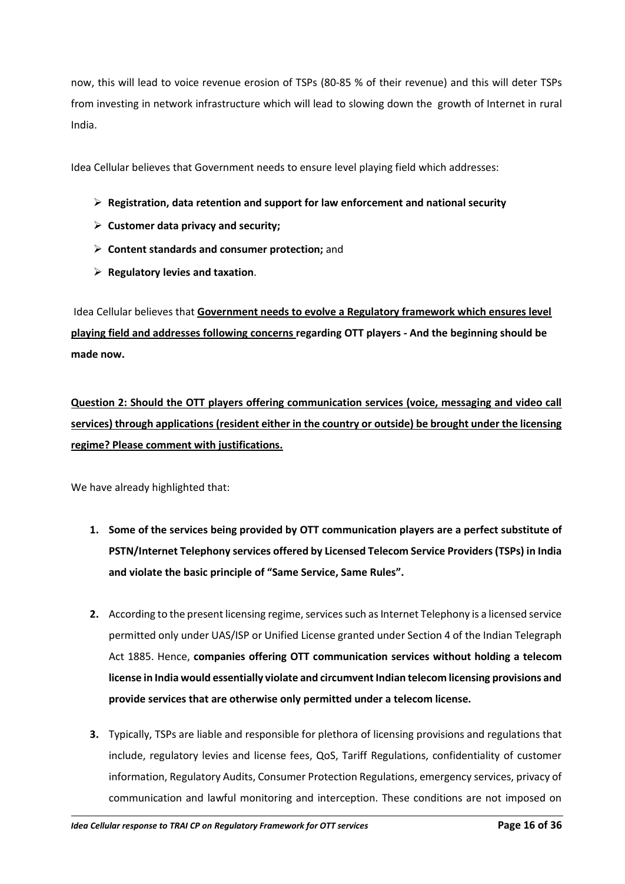now, this will lead to voice revenue erosion of TSPs (80-85 % of their revenue) and this will deter TSPs from investing in network infrastructure which will lead to slowing down the growth of Internet in rural India.

Idea Cellular believes that Government needs to ensure level playing field which addresses:

- **Registration, data retention and support for law enforcement and national security**
- **Customer data privacy and security;**
- **Content standards and consumer protection;** and
- **Regulatory levies and taxation**.

Idea Cellular believes that <u>**Government needs to evolve a Regulatory framework which ensures level playing field and addresses following concerns**</u> **regarding OTT players - And the beginning should be made now.**

<u>**Question 2: Should the OTT players offering communication services (voice, messaging and video call services) through applications (resident either in the country or outside) be brought under the licensing regime? Please comment with justifications.**</u>

We have already highlighted that:

1. **Some of the services being provided by OTT communication players are a perfect substitute of PSTN/Internet Telephony services offered by Licensed Telecom Service Providers (TSPs) in India and violate the basic principle of "Same Service, Same Rules".**

2. According to the present licensing regime, services such as Internet Telephony is a licensed service permitted only under UAS/ISP or Unified License granted under Section 4 of the Indian Telegraph Act 1885. Hence, **companies offering OTT communication services without holding a telecom license in India would essentially violate and circumvent Indian telecom licensing provisions and provide services that are otherwise only permitted under a telecom license.**

3. Typically, TSPs are liable and responsible for plethora of licensing provisions and regulations that include, regulatory levies and license fees, QoS, Tariff Regulations, confidentiality of customer information, Regulatory Audits, Consumer Protection Regulations, emergency services, privacy of communication and lawful monitoring and interception. These conditions are not imposed on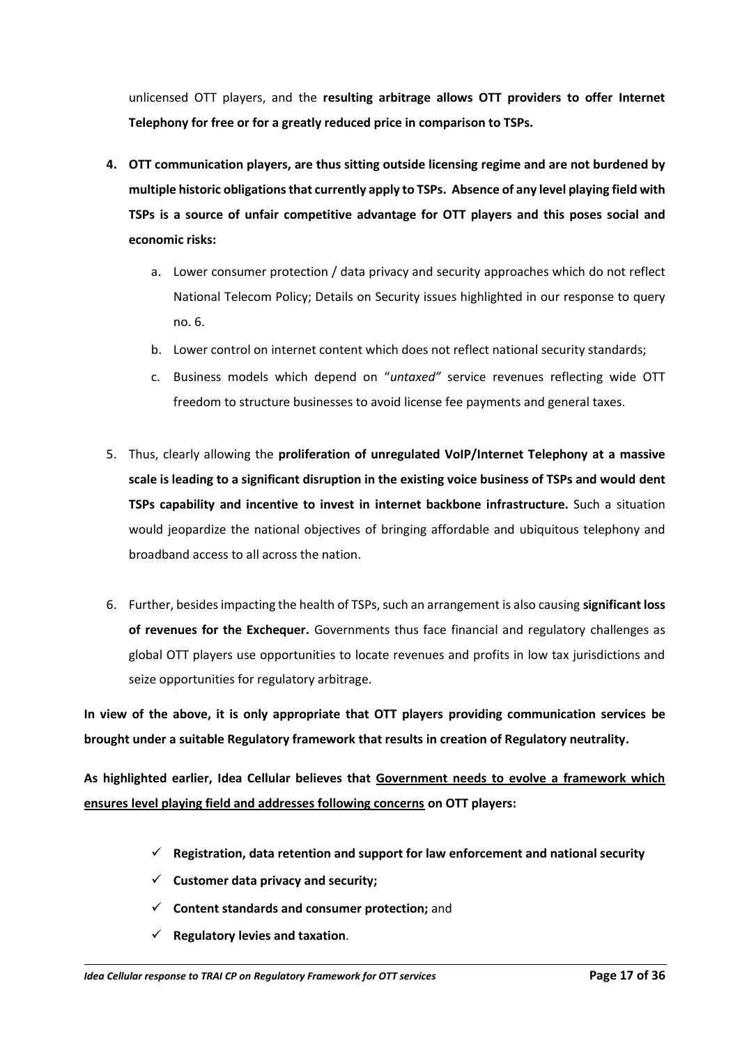unlicensed OTT players, and the **resulting arbitrage allows OTT providers to offer Internet Telephony for free or for a greatly reduced price in comparison to TSPs.**

4. **OTT communication players, are thus sitting outside licensing regime and are not burdened by multiple historic obligations that currently apply to TSPs. Absence of any level playing field with TSPs is a source of unfair competitive advantage for OTT players and this poses social and economic risks:**
   a. Lower consumer protection / data privacy and security approaches which do not reflect National Telecom Policy; Details on Security issues highlighted in our response to query no. 6.
   b. Lower control on internet content which does not reflect national security standards;
   c. Business models which depend on "*untaxed"* service revenues reflecting wide OTT freedom to structure businesses to avoid license fee payments and general taxes.

5. Thus, clearly allowing the **proliferation of unregulated VoIP/Internet Telephony at a massive scale is leading to a significant disruption in the existing voice business of TSPs and would dent TSPs capability and incentive to invest in internet backbone infrastructure.** Such a situation would jeopardize the national objectives of bringing affordable and ubiquitous telephony and broadband access to all across the nation.

6. Further, besides impacting the health of TSPs, such an arrangement is also causing **significant loss of revenues for the Exchequer.** Governments thus face financial and regulatory challenges as global OTT players use opportunities to locate revenues and profits in low tax jurisdictions and seize opportunities for regulatory arbitrage.

**In view of the above, it is only appropriate that OTT players providing communication services be brought under a suitable Regulatory framework that results in creation of Regulatory neutrality.**

**As highlighted earlier, Idea Cellular believes that <u>Government needs to evolve a framework which ensures level playing field and addresses following concerns</u> on OTT players:**

- ✓ **Registration, data retention and support for law enforcement and national security**
- ✓ **Customer data privacy and security;**
- ✓ **Content standards and consumer protection;** and
- ✓ **Regulatory levies and taxation**.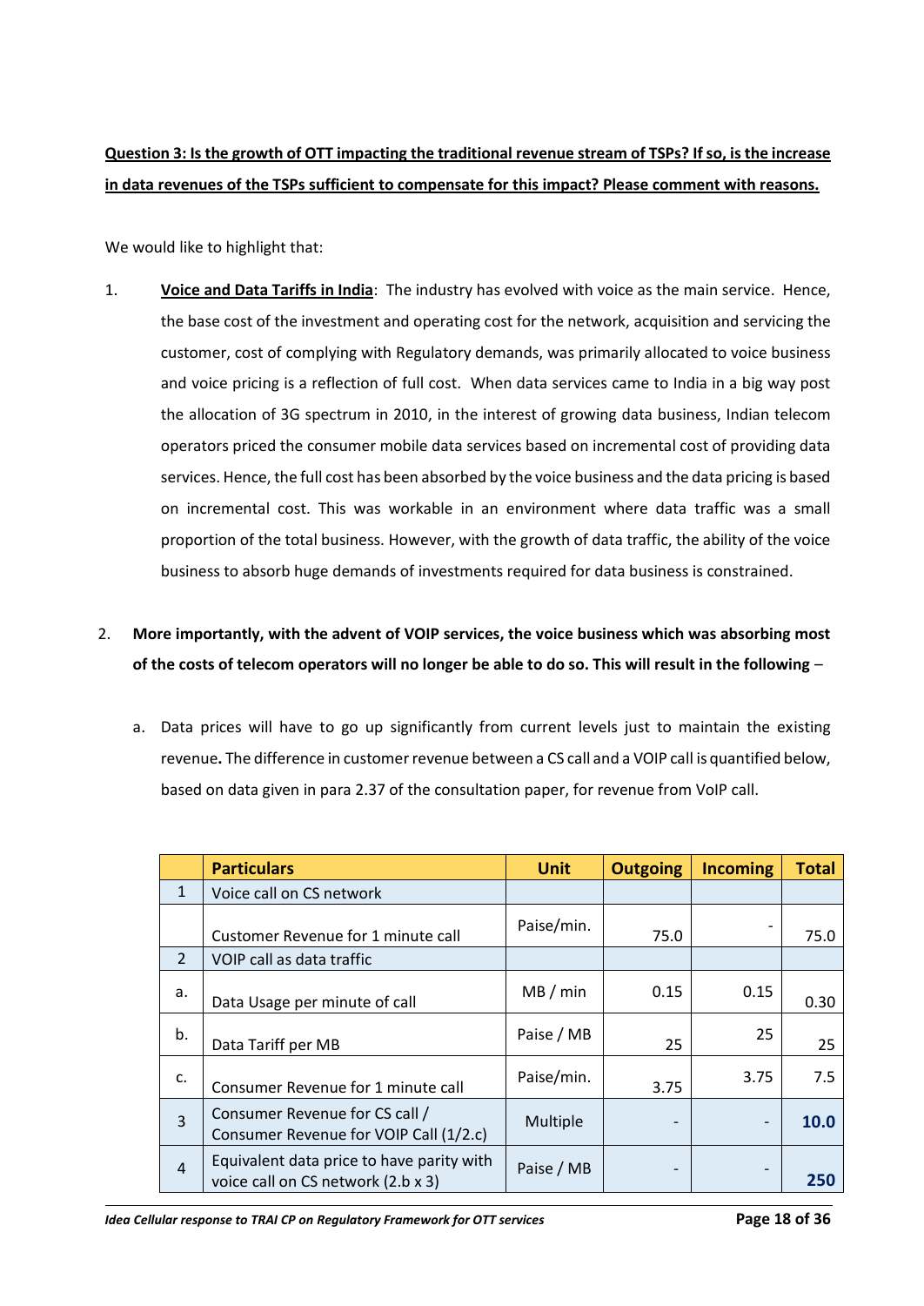**Question 3: Is the growth of OTT impacting the traditional revenue stream of TSPs? If so, is the increase in data revenues of the TSPs sufficient to compensate for this impact? Please comment with reasons.**

We would like to highlight that:

1. **Voice and Data Tariffs in India**: The industry has evolved with voice as the main service. Hence, the base cost of the investment and operating cost for the network, acquisition and servicing the customer, cost of complying with Regulatory demands, was primarily allocated to voice business and voice pricing is a reflection of full cost. When data services came to India in a big way post the allocation of 3G spectrum in 2010, in the interest of growing data business, Indian telecom operators priced the consumer mobile data services based on incremental cost of providing data services. Hence, the full cost has been absorbed by the voice business and the data pricing is based on incremental cost. This was workable in an environment where data traffic was a small proportion of the total business. However, with the growth of data traffic, the ability of the voice business to absorb huge demands of investments required for data business is constrained.

2. **More importantly, with the advent of VOIP services, the voice business which was absorbing most of the costs of telecom operators will no longer be able to do so. This will result in the following** –

   a. Data prices will have to go up significantly from current levels just to maintain the existing revenue**.** The difference in customer revenue between a CS call and a VOIP call is quantified below, based on data given in para 2.37 of the consultation paper, for revenue from VoIP call.

| | **Particulars** | **Unit** | **Outgoing** | **Incoming** | **Total** |
|---|---|---|---|---|---|
| 1 | Voice call on CS network | | | | |
| | Customer Revenue for 1 minute call | Paise/min. | 75.0 | - | 75.0 |
| 2 | VOIP call as data traffic | | | | |
| a. | Data Usage per minute of call | MB / min | 0.15 | 0.15 | 0.30 |
| b. | Data Tariff per MB | Paise / MB | 25 | 25 | 25 |
| c. | Consumer Revenue for 1 minute call | Paise/min. | 3.75 | 3.75 | 7.5 |
| 3 | Consumer Revenue for CS call / Consumer Revenue for VOIP Call (1/2.c) | Multiple | - | - | **10.0** |
| 4 | Equivalent data price to have parity with voice call on CS network (2.b x 3) | Paise / MB | - | - | **250** |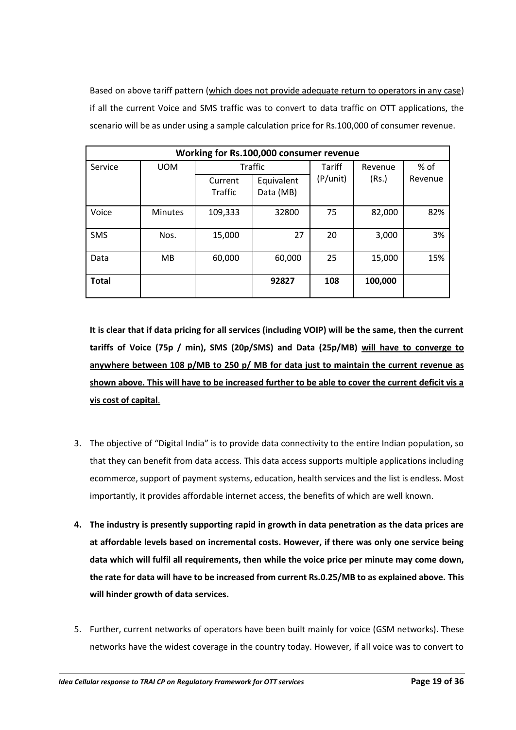Based on above tariff pattern (<u>which does not provide adequate return to operators in any case</u>) if all the current Voice and SMS traffic was to convert to data traffic on OTT applications, the scenario will be as under using a sample calculation price for Rs.100,000 of consumer revenue.

| Working for Rs.100,000 consumer revenue | | | | | | |
|---|---|---|---|---|---|---|
| Service | UOM | Traffic | | Tariff (P/unit) | Revenue (Rs.) | % of Revenue |
| | | Current Traffic | Equivalent Data (MB) | | | |
| Voice | Minutes | 109,333 | 32800 | 75 | 82,000 | 82% |
| SMS | Nos. | 15,000 | 27 | 20 | 3,000 | 3% |
| Data | MB | 60,000 | 60,000 | 25 | 15,000 | 15% |
| **Total** | | | **92827** | **108** | **100,000** | |

**It is clear that if data pricing for all services (including VOIP) will be the same, then the current tariffs of Voice (75p / min), SMS (20p/SMS) and Data (25p/MB) <u>will have to converge to anywhere between 108 p/MB to 250 p/ MB for data just to maintain the current revenue as shown above. This will have to be increased further to be able to cover the current deficit vis a vis cost of capital</u>.**

3. The objective of "Digital India" is to provide data connectivity to the entire Indian population, so that they can benefit from data access. This data access supports multiple applications including ecommerce, support of payment systems, education, health services and the list is endless. Most importantly, it provides affordable internet access, the benefits of which are well known.

4. **The industry is presently supporting rapid in growth in data penetration as the data prices are at affordable levels based on incremental costs. However, if there was only one service being data which will fulfil all requirements, then while the voice price per minute may come down, the rate for data will have to be increased from current Rs.0.25/MB to as explained above. This will hinder growth of data services.**

5. Further, current networks of operators have been built mainly for voice (GSM networks). These networks have the widest coverage in the country today. However, if all voice was to convert to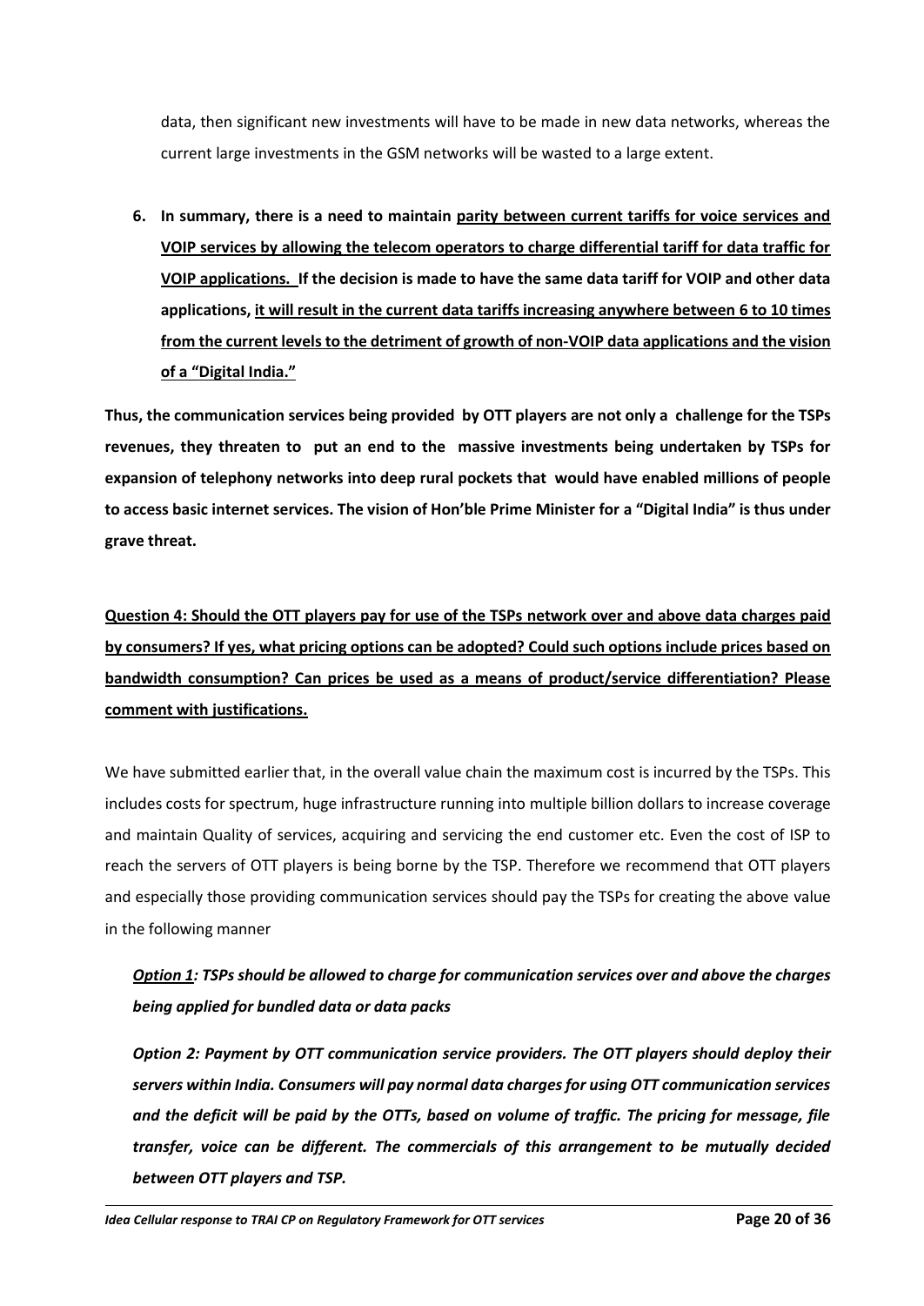data, then significant new investments will have to be made in new data networks, whereas the current large investments in the GSM networks will be wasted to a large extent.

6. **In summary, there is a need to maintain <u>parity between current tariffs for voice services and VOIP services by allowing the telecom operators to charge differential tariff for data traffic for VOIP applications.</u> If the decision is made to have the same data tariff for VOIP and other data applications, <u>it will result in the current data tariffs increasing anywhere between 6 to 10 times from the current levels to the detriment of growth of non-VOIP data applications and the vision of a "Digital India."</u>**

**Thus, the communication services being provided by OTT players are not only a challenge for the TSPs revenues, they threaten to put an end to the massive investments being undertaken by TSPs for expansion of telephony networks into deep rural pockets that would have enabled millions of people to access basic internet services. The vision of Hon'ble Prime Minister for a "Digital India" is thus under grave threat.**

**<u>Question 4: Should the OTT players pay for use of the TSPs network over and above data charges paid by consumers? If yes, what pricing options can be adopted? Could such options include prices based on bandwidth consumption? Can prices be used as a means of product/service differentiation? Please comment with justifications.</u>**

We have submitted earlier that, in the overall value chain the maximum cost is incurred by the TSPs. This includes costs for spectrum, huge infrastructure running into multiple billion dollars to increase coverage and maintain Quality of services, acquiring and servicing the end customer etc. Even the cost of ISP to reach the servers of OTT players is being borne by the TSP. Therefore we recommend that OTT players and especially those providing communication services should pay the TSPs for creating the above value in the following manner

***<u>Option 1</u>: TSPs should be allowed to charge for communication services over and above the charges being applied for bundled data or data packs***

***Option 2: Payment by OTT communication service providers. The OTT players should deploy their servers within India. Consumers will pay normal data charges for using OTT communication services and the deficit will be paid by the OTTs, based on volume of traffic. The pricing for message, file transfer, voice can be different. The commercials of this arrangement to be mutually decided between OTT players and TSP.***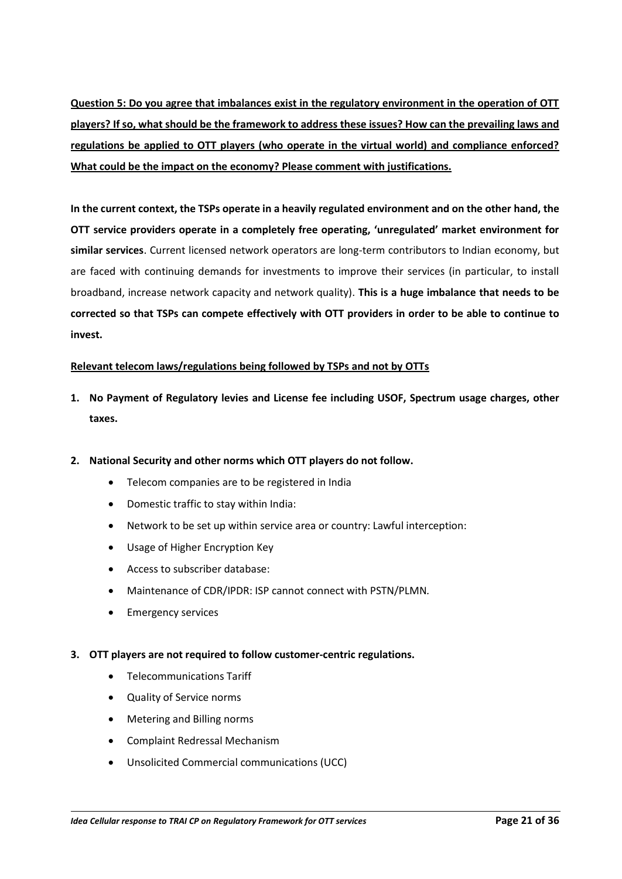**<u>Question 5: Do you agree that imbalances exist in the regulatory environment in the operation of OTT players? If so, what should be the framework to address these issues? How can the prevailing laws and regulations be applied to OTT players (who operate in the virtual world) and compliance enforced? What could be the impact on the economy? Please comment with justifications.</u>**

**In the current context, the TSPs operate in a heavily regulated environment and on the other hand, the OTT service providers operate in a completely free operating, 'unregulated' market environment for similar services**. Current licensed network operators are long-term contributors to Indian economy, but are faced with continuing demands for investments to improve their services (in particular, to install broadband, increase network capacity and network quality). **This is a huge imbalance that needs to be corrected so that TSPs can compete effectively with OTT providers in order to be able to continue to invest.**

**<u>Relevant telecom laws/regulations being followed by TSPs and not by OTTs</u>**

1. **No Payment of Regulatory levies and License fee including USOF, Spectrum usage charges, other taxes.**

2. **National Security and other norms which OTT players do not follow.**
    - Telecom companies are to be registered in India
    - Domestic traffic to stay within India:
    - Network to be set up within service area or country: Lawful interception:
    - Usage of Higher Encryption Key
    - Access to subscriber database:
    - Maintenance of CDR/IPDR: ISP cannot connect with PSTN/PLMN.
    - Emergency services

3. **OTT players are not required to follow customer-centric regulations.**
    - Telecommunications Tariff
    - Quality of Service norms
    - Metering and Billing norms
    - Complaint Redressal Mechanism
    - Unsolicited Commercial communications (UCC)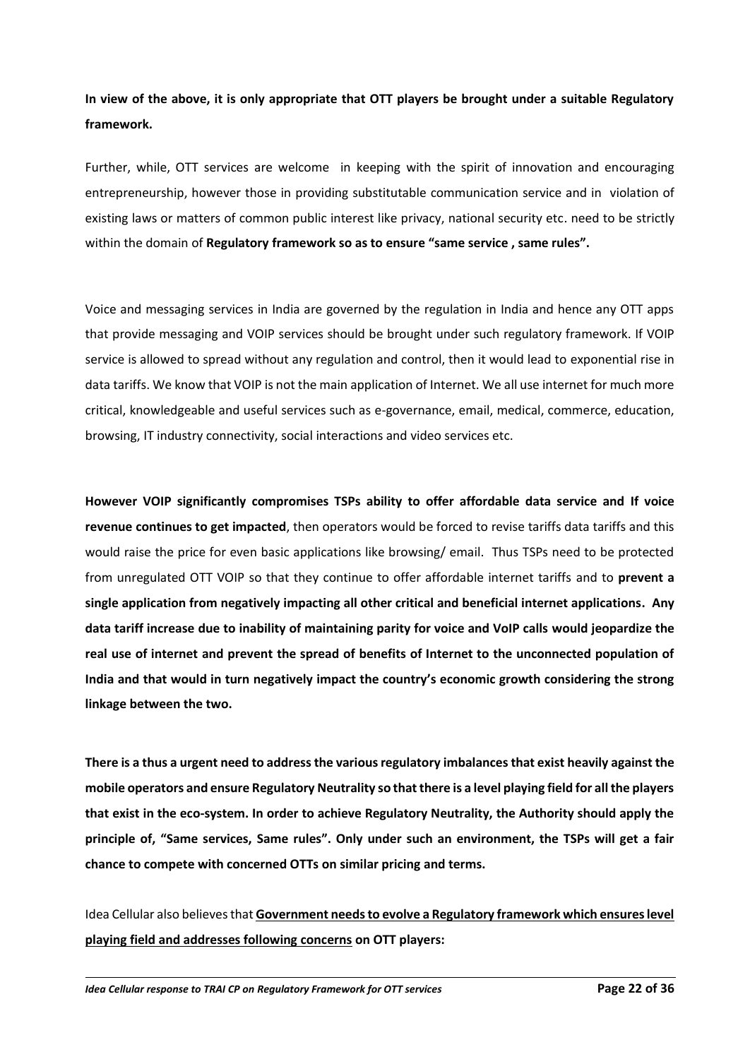**In view of the above, it is only appropriate that OTT players be brought under a suitable Regulatory framework.**

Further, while, OTT services are welcome in keeping with the spirit of innovation and encouraging entrepreneurship, however those in providing substitutable communication service and in violation of existing laws or matters of common public interest like privacy, national security etc. need to be strictly within the domain of **Regulatory framework so as to ensure "same service , same rules".**

Voice and messaging services in India are governed by the regulation in India and hence any OTT apps that provide messaging and VOIP services should be brought under such regulatory framework. If VOIP service is allowed to spread without any regulation and control, then it would lead to exponential rise in data tariffs. We know that VOIP is not the main application of Internet. We all use internet for much more critical, knowledgeable and useful services such as e-governance, email, medical, commerce, education, browsing, IT industry connectivity, social interactions and video services etc.

**However VOIP significantly compromises TSPs ability to offer affordable data service and If voice revenue continues to get impacted**, then operators would be forced to revise tariffs data tariffs and this would raise the price for even basic applications like browsing/ email. Thus TSPs need to be protected from unregulated OTT VOIP so that they continue to offer affordable internet tariffs and to **prevent a single application from negatively impacting all other critical and beneficial internet applications. Any data tariff increase due to inability of maintaining parity for voice and VoIP calls would jeopardize the real use of internet and prevent the spread of benefits of Internet to the unconnected population of India and that would in turn negatively impact the country's economic growth considering the strong linkage between the two.**

**There is a thus a urgent need to address the various regulatory imbalances that exist heavily against the mobile operators and ensure Regulatory Neutrality so that there is a level playing field for all the players that exist in the eco-system. In order to achieve Regulatory Neutrality, the Authority should apply the principle of, "Same services, Same rules". Only under such an environment, the TSPs will get a fair chance to compete with concerned OTTs on similar pricing and terms.**

Idea Cellular also believes that **Government needs to evolve a Regulatory framework which ensures level playing field and addresses following concerns on OTT players:**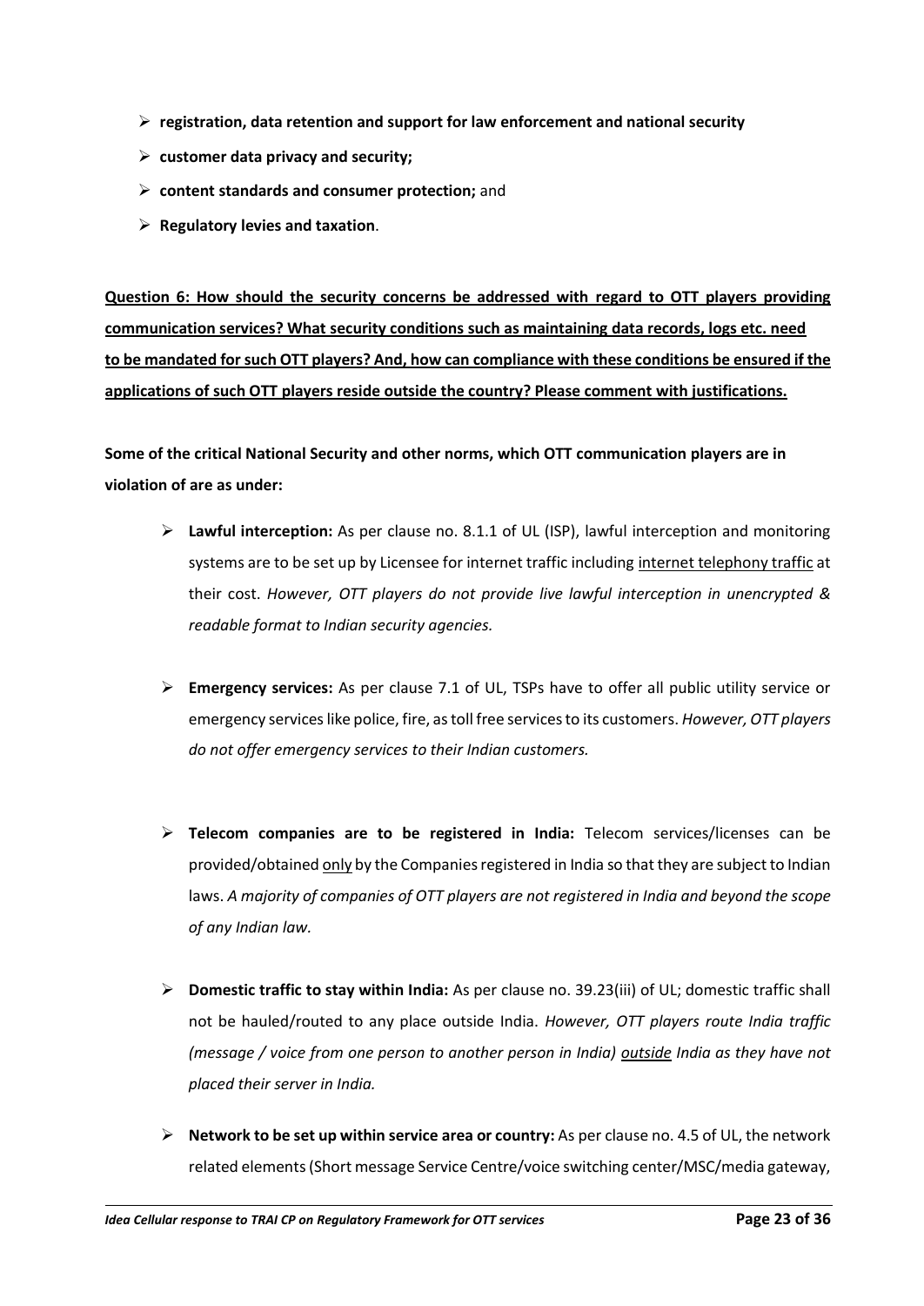- **registration, data retention and support for law enforcement and national security**
- **customer data privacy and security;**
- **content standards and consumer protection;** and
- **Regulatory levies and taxation**.

**Question 6: How should the security concerns be addressed with regard to OTT players providing communication services? What security conditions such as maintaining data records, logs etc. need to be mandated for such OTT players? And, how can compliance with these conditions be ensured if the applications of such OTT players reside outside the country? Please comment with justifications.**

**Some of the critical National Security and other norms, which OTT communication players are in violation of are as under:**

- **Lawful interception:** As per clause no. 8.1.1 of UL (ISP), lawful interception and monitoring systems are to be set up by Licensee for internet traffic including internet telephony traffic at their cost. *However, OTT players do not provide live lawful interception in unencrypted & readable format to Indian security agencies.*

- **Emergency services:** As per clause 7.1 of UL, TSPs have to offer all public utility service or emergency services like police, fire, as toll free services to its customers. *However, OTT players do not offer emergency services to their Indian customers.*

- **Telecom companies are to be registered in India:** Telecom services/licenses can be provided/obtained only by the Companies registered in India so that they are subject to Indian laws. *A majority of companies of OTT players are not registered in India and beyond the scope of any Indian law.*

- **Domestic traffic to stay within India:** As per clause no. 39.23(iii) of UL; domestic traffic shall not be hauled/routed to any place outside India. *However, OTT players route India traffic (message / voice from one person to another person in India) outside India as they have not placed their server in India.*

- **Network to be set up within service area or country:** As per clause no. 4.5 of UL, the network related elements (Short message Service Centre/voice switching center/MSC/media gateway,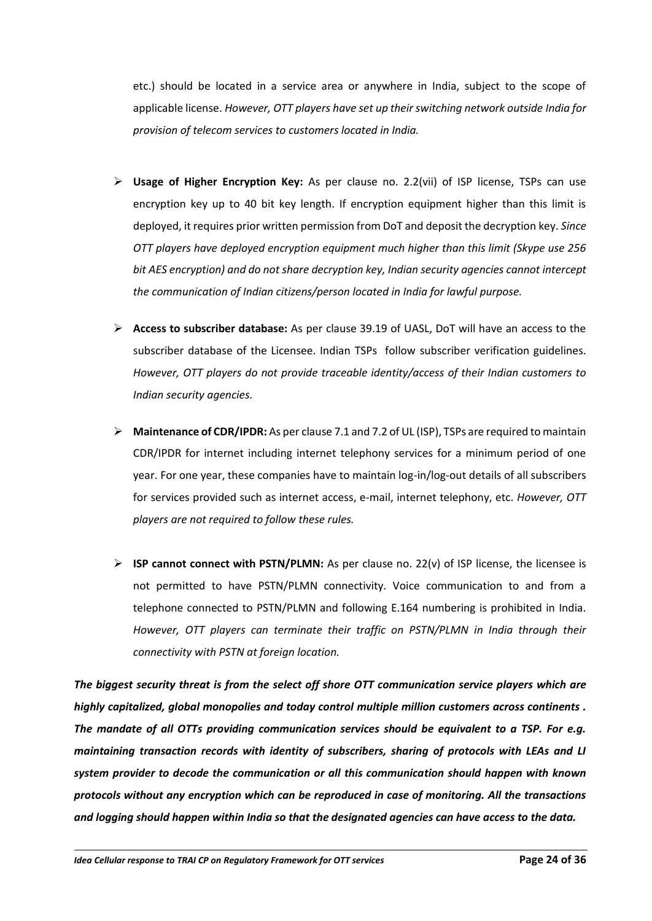etc.) should be located in a service area or anywhere in India, subject to the scope of applicable license. *However, OTT players have set up their switching network outside India for provision of telecom services to customers located in India.*

- **Usage of Higher Encryption Key:** As per clause no. 2.2(vii) of ISP license, TSPs can use encryption key up to 40 bit key length. If encryption equipment higher than this limit is deployed, it requires prior written permission from DoT and deposit the decryption key. *Since OTT players have deployed encryption equipment much higher than this limit (Skype use 256 bit AES encryption) and do not share decryption key, Indian security agencies cannot intercept the communication of Indian citizens/person located in India for lawful purpose.*

- **Access to subscriber database:** As per clause 39.19 of UASL, DoT will have an access to the subscriber database of the Licensee. Indian TSPs follow subscriber verification guidelines. *However, OTT players do not provide traceable identity/access of their Indian customers to Indian security agencies.*

- **Maintenance of CDR/IPDR:** As per clause 7.1 and 7.2 of UL (ISP), TSPs are required to maintain CDR/IPDR for internet including internet telephony services for a minimum period of one year. For one year, these companies have to maintain log-in/log-out details of all subscribers for services provided such as internet access, e-mail, internet telephony, etc. *However, OTT players are not required to follow these rules.*

- **ISP cannot connect with PSTN/PLMN:** As per clause no. 22(v) of ISP license, the licensee is not permitted to have PSTN/PLMN connectivity. Voice communication to and from a telephone connected to PSTN/PLMN and following E.164 numbering is prohibited in India. *However, OTT players can terminate their traffic on PSTN/PLMN in India through their connectivity with PSTN at foreign location.*

***The biggest security threat is from the select off shore OTT communication service players which are highly capitalized, global monopolies and today control multiple million customers across continents . The mandate of all OTTs providing communication services should be equivalent to a TSP. For e.g. maintaining transaction records with identity of subscribers, sharing of protocols with LEAs and LI system provider to decode the communication or all this communication should happen with known protocols without any encryption which can be reproduced in case of monitoring. All the transactions and logging should happen within India so that the designated agencies can have access to the data.***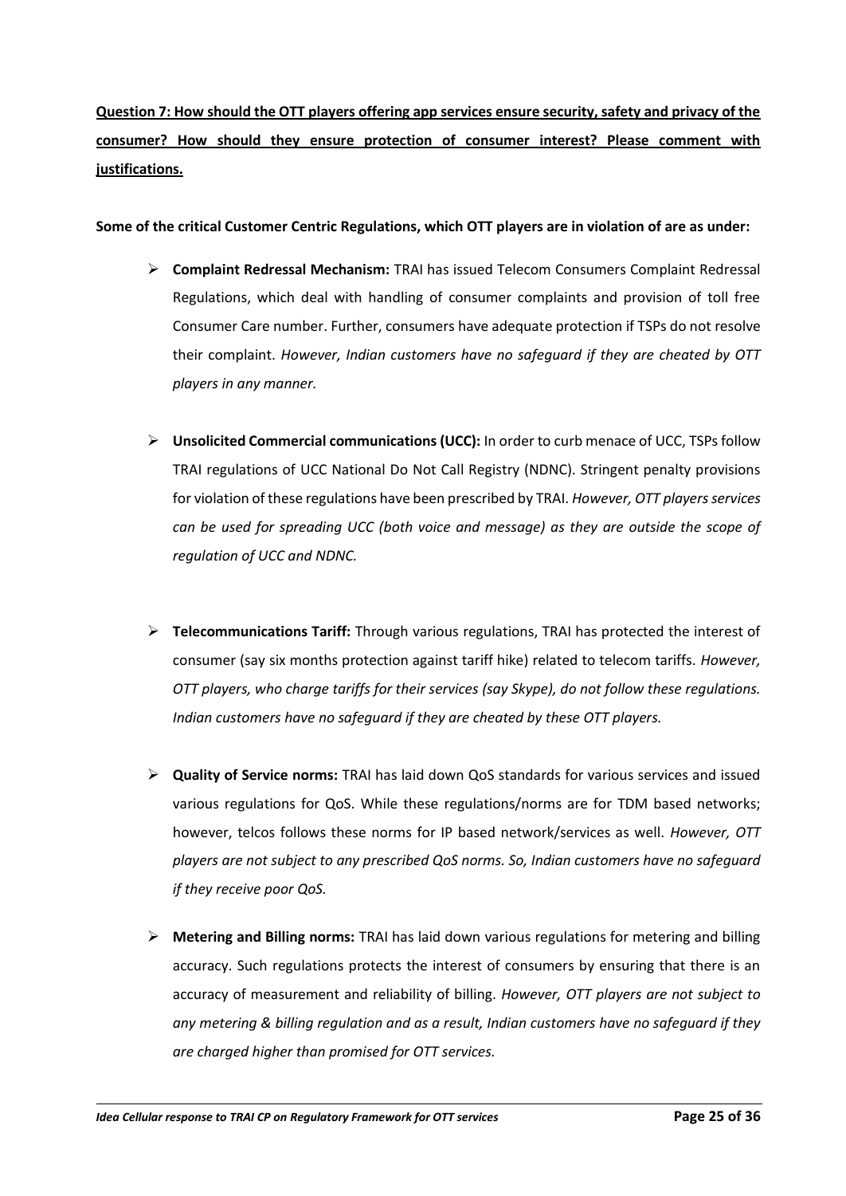**<u>Question 7: How should the OTT players offering app services ensure security, safety and privacy of the consumer? How should they ensure protection of consumer interest? Please comment with justifications.</u>**

**Some of the critical Customer Centric Regulations, which OTT players are in violation of are as under:**

- **Complaint Redressal Mechanism:** TRAI has issued Telecom Consumers Complaint Redressal Regulations, which deal with handling of consumer complaints and provision of toll free Consumer Care number. Further, consumers have adequate protection if TSPs do not resolve their complaint. *However, Indian customers have no safeguard if they are cheated by OTT players in any manner.*

- **Unsolicited Commercial communications (UCC):** In order to curb menace of UCC, TSPs follow TRAI regulations of UCC National Do Not Call Registry (NDNC). Stringent penalty provisions for violation of these regulations have been prescribed by TRAI. *However, OTT players services can be used for spreading UCC (both voice and message) as they are outside the scope of regulation of UCC and NDNC.*

- **Telecommunications Tariff:** Through various regulations, TRAI has protected the interest of consumer (say six months protection against tariff hike) related to telecom tariffs. *However, OTT players, who charge tariffs for their services (say Skype), do not follow these regulations. Indian customers have no safeguard if they are cheated by these OTT players.*

- **Quality of Service norms:** TRAI has laid down QoS standards for various services and issued various regulations for QoS. While these regulations/norms are for TDM based networks; however, telcos follows these norms for IP based network/services as well. *However, OTT players are not subject to any prescribed QoS norms. So, Indian customers have no safeguard if they receive poor QoS.*

- **Metering and Billing norms:** TRAI has laid down various regulations for metering and billing accuracy. Such regulations protects the interest of consumers by ensuring that there is an accuracy of measurement and reliability of billing. *However, OTT players are not subject to any metering & billing regulation and as a result, Indian customers have no safeguard if they are charged higher than promised for OTT services.*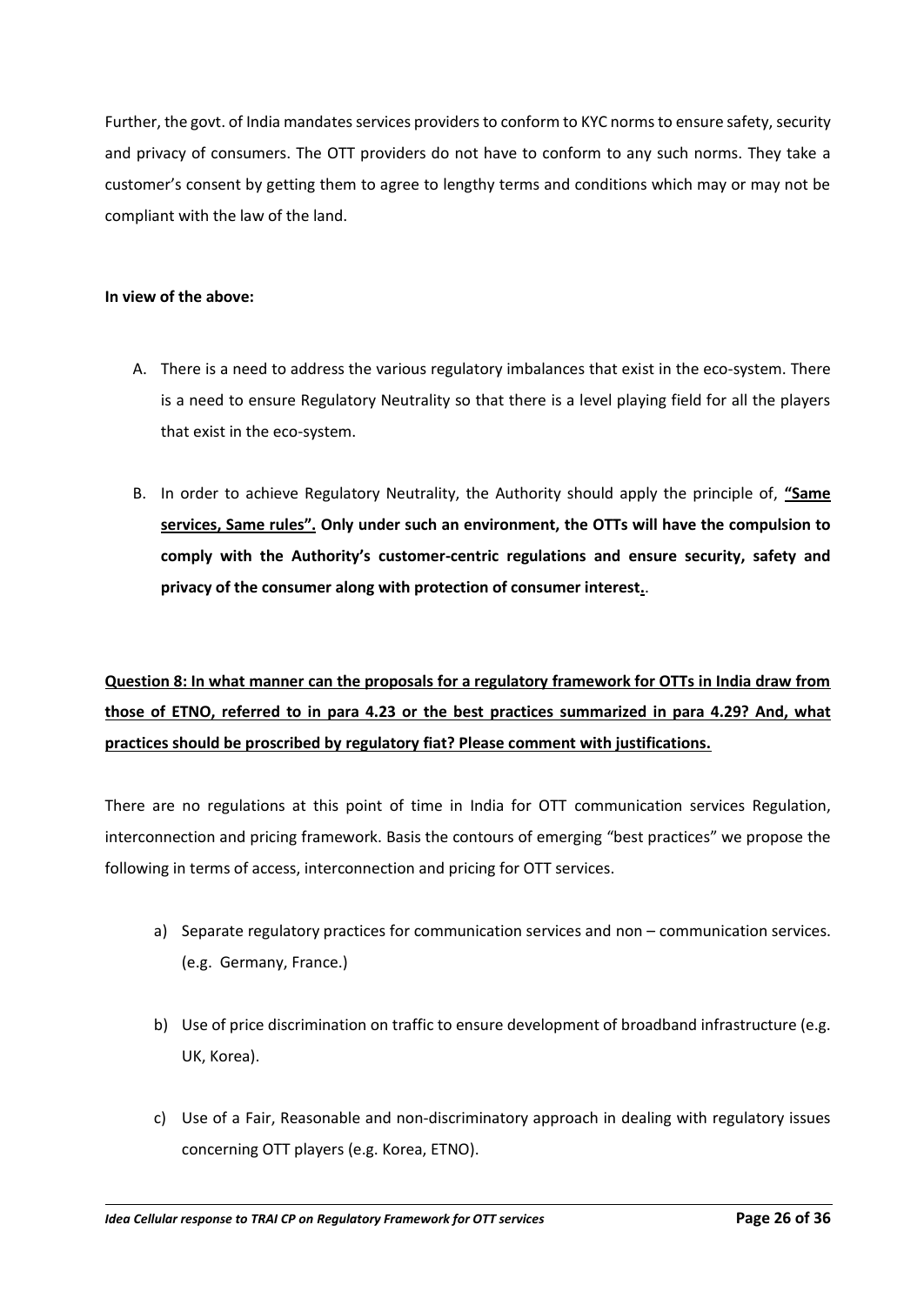Further, the govt. of India mandates services providers to conform to KYC norms to ensure safety, security and privacy of consumers. The OTT providers do not have to conform to any such norms. They take a customer's consent by getting them to agree to lengthy terms and conditions which may or may not be compliant with the law of the land.

**In view of the above:**

A. There is a need to address the various regulatory imbalances that exist in the eco-system. There is a need to ensure Regulatory Neutrality so that there is a level playing field for all the players that exist in the eco-system.

B. In order to achieve Regulatory Neutrality, the Authority should apply the principle of, **<u>"Same services, Same rules".</u> Only under such an environment, the OTTs will have the compulsion to comply with the Authority's customer-centric regulations and ensure security, safety and privacy of the consumer along with protection of consumer interest<u>.</u>**.

**<u>Question 8: In what manner can the proposals for a regulatory framework for OTTs in India draw from those of ETNO, referred to in para 4.23 or the best practices summarized in para 4.29? And, what practices should be proscribed by regulatory fiat? Please comment with justifications.</u>**

There are no regulations at this point of time in India for OTT communication services Regulation, interconnection and pricing framework. Basis the contours of emerging "best practices" we propose the following in terms of access, interconnection and pricing for OTT services.

a) Separate regulatory practices for communication services and non – communication services. (e.g. Germany, France.)

b) Use of price discrimination on traffic to ensure development of broadband infrastructure (e.g. UK, Korea).

c) Use of a Fair, Reasonable and non-discriminatory approach in dealing with regulatory issues concerning OTT players (e.g. Korea, ETNO).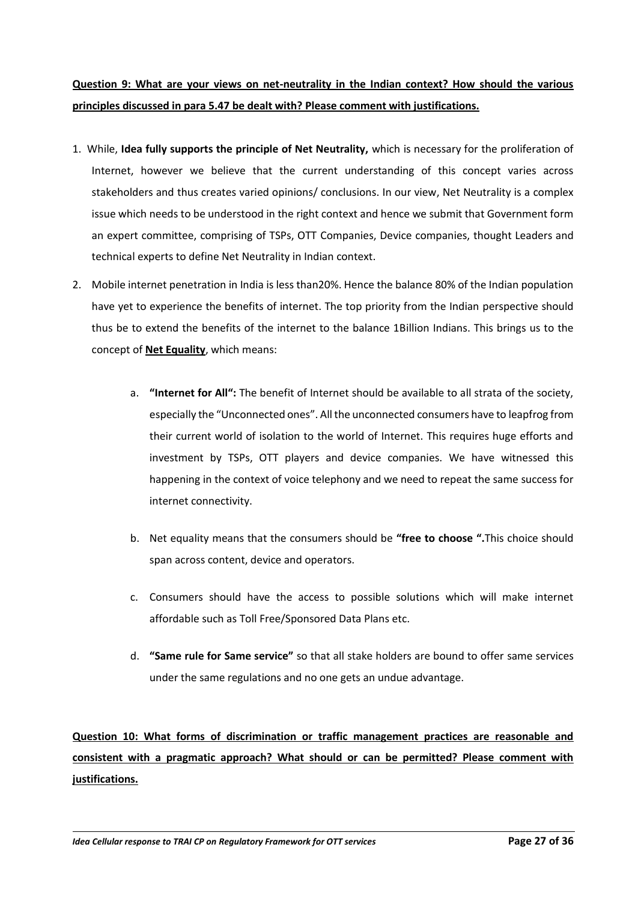**Question 9: What are your views on net-neutrality in the Indian context? How should the various principles discussed in para 5.47 be dealt with? Please comment with justifications.**

1. While, **Idea fully supports the principle of Net Neutrality,** which is necessary for the proliferation of Internet, however we believe that the current understanding of this concept varies across stakeholders and thus creates varied opinions/ conclusions. In our view, Net Neutrality is a complex issue which needs to be understood in the right context and hence we submit that Government form an expert committee, comprising of TSPs, OTT Companies, Device companies, thought Leaders and technical experts to define Net Neutrality in Indian context.

2. Mobile internet penetration in India is less than20%. Hence the balance 80% of the Indian population have yet to experience the benefits of internet. The top priority from the Indian perspective should thus be to extend the benefits of the internet to the balance 1Billion Indians. This brings us to the concept of **Net Equality**, which means:

   a. **"Internet for All":** The benefit of Internet should be available to all strata of the society, especially the "Unconnected ones". All the unconnected consumers have to leapfrog from their current world of isolation to the world of Internet. This requires huge efforts and investment by TSPs, OTT players and device companies. We have witnessed this happening in the context of voice telephony and we need to repeat the same success for internet connectivity.

   b. Net equality means that the consumers should be **"free to choose ".**This choice should span across content, device and operators.

   c. Consumers should have the access to possible solutions which will make internet affordable such as Toll Free/Sponsored Data Plans etc.

   d. **"Same rule for Same service"** so that all stake holders are bound to offer same services under the same regulations and no one gets an undue advantage.

**Question 10: What forms of discrimination or traffic management practices are reasonable and consistent with a pragmatic approach? What should or can be permitted? Please comment with justifications.**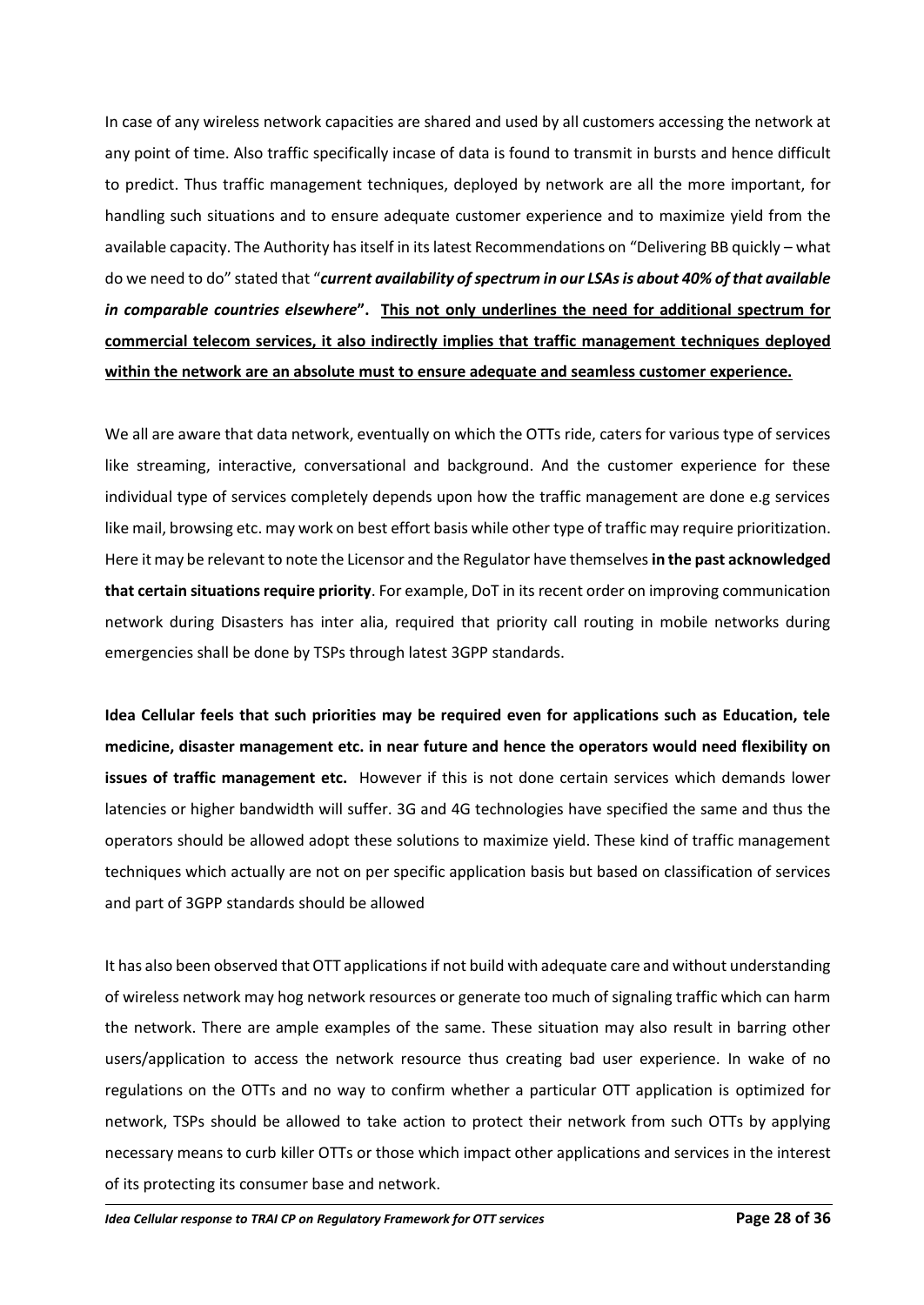In case of any wireless network capacities are shared and used by all customers accessing the network at any point of time. Also traffic specifically incase of data is found to transmit in bursts and hence difficult to predict. Thus traffic management techniques, deployed by network are all the more important, for handling such situations and to ensure adequate customer experience and to maximize yield from the available capacity. The Authority has itself in its latest Recommendations on "Delivering BB quickly – what do we need to do" stated that "***current availability of spectrum in our LSAs is about 40% of that available in comparable countries elsewhere*"**. **<u>This not only underlines the need for additional spectrum for commercial telecom services, it also indirectly implies that traffic management techniques deployed within the network are an absolute must to ensure adequate and seamless customer experience.</u>**

We all are aware that data network, eventually on which the OTTs ride, caters for various type of services like streaming, interactive, conversational and background. And the customer experience for these individual type of services completely depends upon how the traffic management are done e.g services like mail, browsing etc. may work on best effort basis while other type of traffic may require prioritization. Here it may be relevant to note the Licensor and the Regulator have themselves **in the past acknowledged that certain situations require priority**. For example, DoT in its recent order on improving communication network during Disasters has inter alia, required that priority call routing in mobile networks during emergencies shall be done by TSPs through latest 3GPP standards.

**Idea Cellular feels that such priorities may be required even for applications such as Education, tele medicine, disaster management etc. in near future and hence the operators would need flexibility on issues of traffic management etc.** However if this is not done certain services which demands lower latencies or higher bandwidth will suffer. 3G and 4G technologies have specified the same and thus the operators should be allowed adopt these solutions to maximize yield. These kind of traffic management techniques which actually are not on per specific application basis but based on classification of services and part of 3GPP standards should be allowed

It has also been observed that OTT applications if not build with adequate care and without understanding of wireless network may hog network resources or generate too much of signaling traffic which can harm the network. There are ample examples of the same. These situation may also result in barring other users/application to access the network resource thus creating bad user experience. In wake of no regulations on the OTTs and no way to confirm whether a particular OTT application is optimized for network, TSPs should be allowed to take action to protect their network from such OTTs by applying necessary means to curb killer OTTs or those which impact other applications and services in the interest of its protecting its consumer base and network.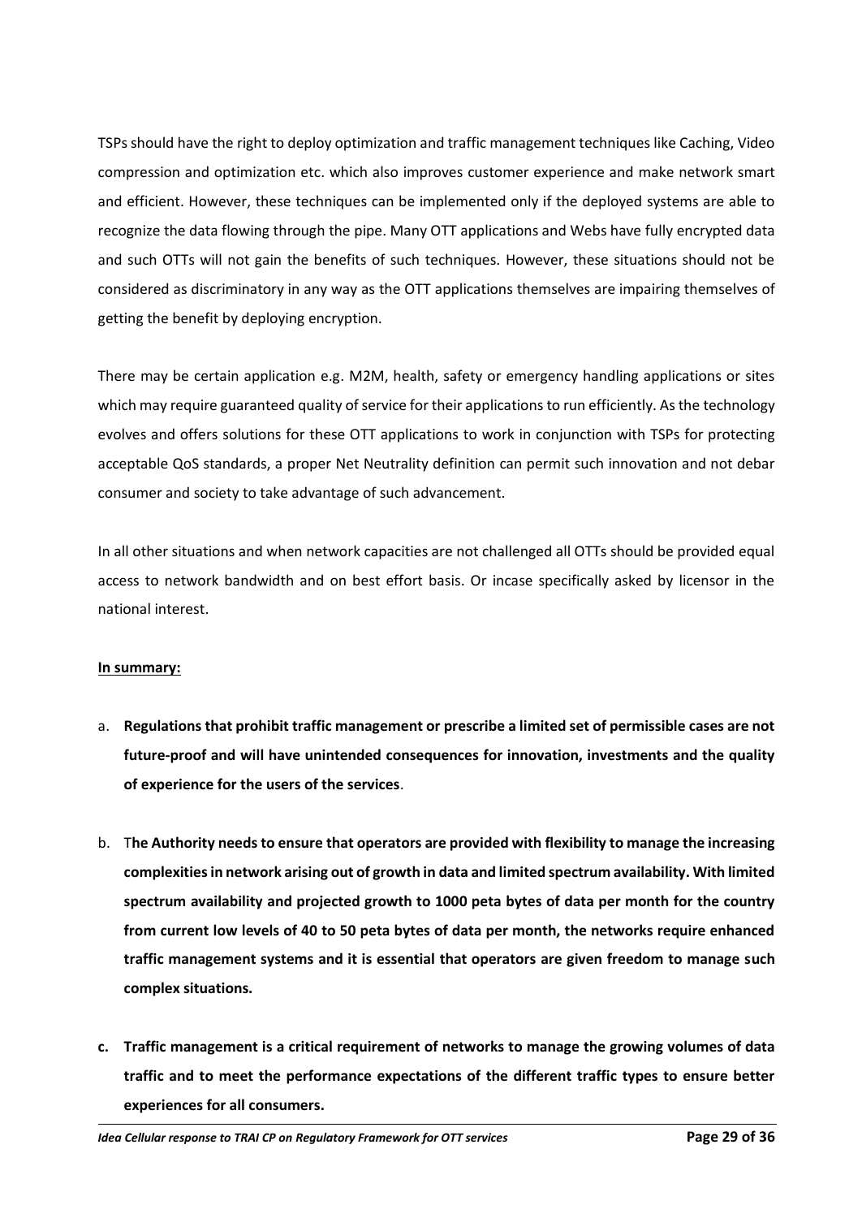TSPs should have the right to deploy optimization and traffic management techniques like Caching, Video compression and optimization etc. which also improves customer experience and make network smart and efficient. However, these techniques can be implemented only if the deployed systems are able to recognize the data flowing through the pipe. Many OTT applications and Webs have fully encrypted data and such OTTs will not gain the benefits of such techniques. However, these situations should not be considered as discriminatory in any way as the OTT applications themselves are impairing themselves of getting the benefit by deploying encryption.

There may be certain application e.g. M2M, health, safety or emergency handling applications or sites which may require guaranteed quality of service for their applications to run efficiently. As the technology evolves and offers solutions for these OTT applications to work in conjunction with TSPs for protecting acceptable QoS standards, a proper Net Neutrality definition can permit such innovation and not debar consumer and society to take advantage of such advancement.

In all other situations and when network capacities are not challenged all OTTs should be provided equal access to network bandwidth and on best effort basis. Or incase specifically asked by licensor in the national interest.

**In summary:**

a. **Regulations that prohibit traffic management or prescribe a limited set of permissible cases are not future-proof and will have unintended consequences for innovation, investments and the quality of experience for the users of the services**.

b. T**he Authority needs to ensure that operators are provided with flexibility to manage the increasing complexities in network arising out of growth in data and limited spectrum availability. With limited spectrum availability and projected growth to 1000 peta bytes of data per month for the country from current low levels of 40 to 50 peta bytes of data per month, the networks require enhanced traffic management systems and it is essential that operators are given freedom to manage such complex situations.**

**c. Traffic management is a critical requirement of networks to manage the growing volumes of data traffic and to meet the performance expectations of the different traffic types to ensure better experiences for all consumers.**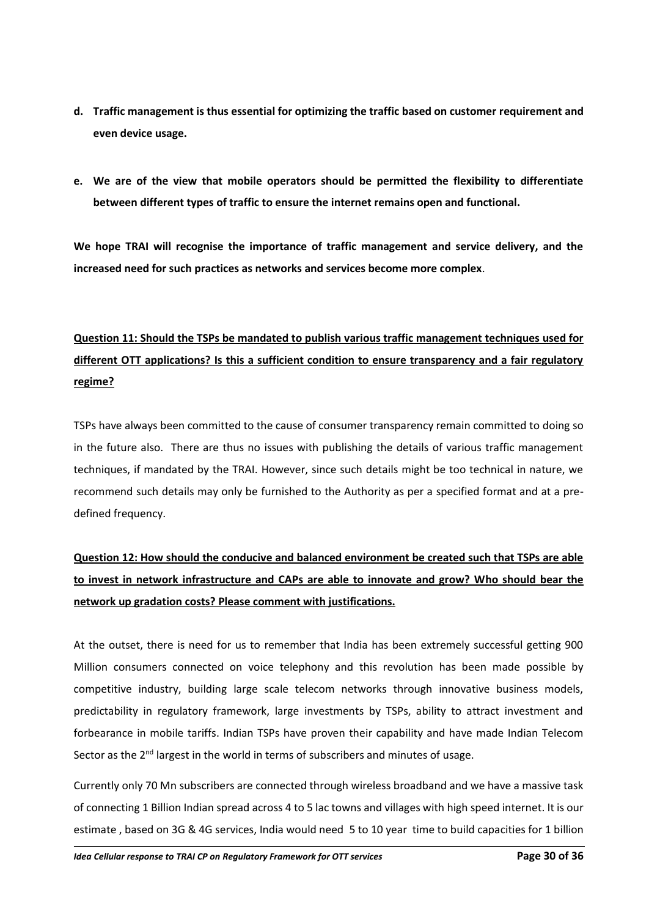d. **Traffic management is thus essential for optimizing the traffic based on customer requirement and even device usage.**

e. **We are of the view that mobile operators should be permitted the flexibility to differentiate between different types of traffic to ensure the internet remains open and functional.**

**We hope TRAI will recognise the importance of traffic management and service delivery, and the increased need for such practices as networks and services become more complex**.

**Question 11: Should the TSPs be mandated to publish various traffic management techniques used for different OTT applications? Is this a sufficient condition to ensure transparency and a fair regulatory regime?**

TSPs have always been committed to the cause of consumer transparency remain committed to doing so in the future also. There are thus no issues with publishing the details of various traffic management techniques, if mandated by the TRAI. However, since such details might be too technical in nature, we recommend such details may only be furnished to the Authority as per a specified format and at a pre-defined frequency.

**Question 12: How should the conducive and balanced environment be created such that TSPs are able to invest in network infrastructure and CAPs are able to innovate and grow? Who should bear the network up gradation costs? Please comment with justifications.**

At the outset, there is need for us to remember that India has been extremely successful getting 900 Million consumers connected on voice telephony and this revolution has been made possible by competitive industry, building large scale telecom networks through innovative business models, predictability in regulatory framework, large investments by TSPs, ability to attract investment and forbearance in mobile tariffs. Indian TSPs have proven their capability and have made Indian Telecom Sector as the 2nd largest in the world in terms of subscribers and minutes of usage.

Currently only 70 Mn subscribers are connected through wireless broadband and we have a massive task of connecting 1 Billion Indian spread across 4 to 5 lac towns and villages with high speed internet. It is our estimate , based on 3G & 4G services, India would need 5 to 10 year time to build capacities for 1 billion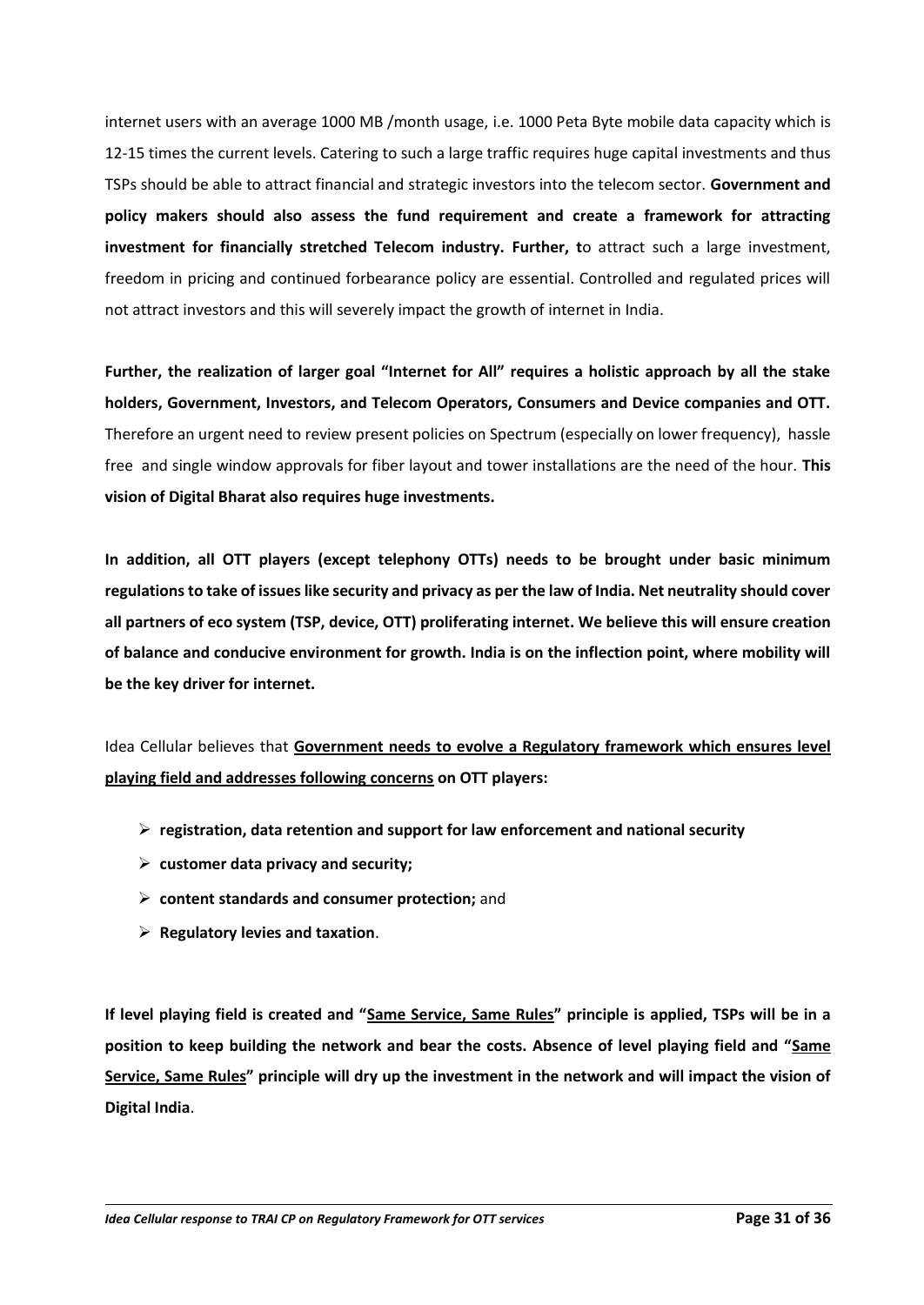internet users with an average 1000 MB /month usage, i.e. 1000 Peta Byte mobile data capacity which is 12-15 times the current levels. Catering to such a large traffic requires huge capital investments and thus TSPs should be able to attract financial and strategic investors into the telecom sector. **Government and policy makers should also assess the fund requirement and create a framework for attracting investment for financially stretched Telecom industry. Further, t**o attract such a large investment, freedom in pricing and continued forbearance policy are essential. Controlled and regulated prices will not attract investors and this will severely impact the growth of internet in India.

**Further, the realization of larger goal "Internet for All" requires a holistic approach by all the stake holders, Government, Investors, and Telecom Operators, Consumers and Device companies and OTT.** Therefore an urgent need to review present policies on Spectrum (especially on lower frequency), hassle free and single window approvals for fiber layout and tower installations are the need of the hour. **This vision of Digital Bharat also requires huge investments.**

**In addition, all OTT players (except telephony OTTs) needs to be brought under basic minimum regulations to take of issues like security and privacy as per the law of India. Net neutrality should cover all partners of eco system (TSP, device, OTT) proliferating internet. We believe this will ensure creation of balance and conducive environment for growth. India is on the inflection point, where mobility will be the key driver for internet.**

Idea Cellular believes that <u>**Government needs to evolve a Regulatory framework which ensures level playing field and addresses following concerns**</u> **on OTT players:**

- **registration, data retention and support for law enforcement and national security**
- **customer data privacy and security;**
- **content standards and consumer protection;** and
- **Regulatory levies and taxation**.

**If level playing field is created and "<u>Same Service, Same Rules</u>" principle is applied, TSPs will be in a position to keep building the network and bear the costs. Absence of level playing field and "<u>Same Service, Same Rules</u>" principle will dry up the investment in the network and will impact the vision of Digital India**.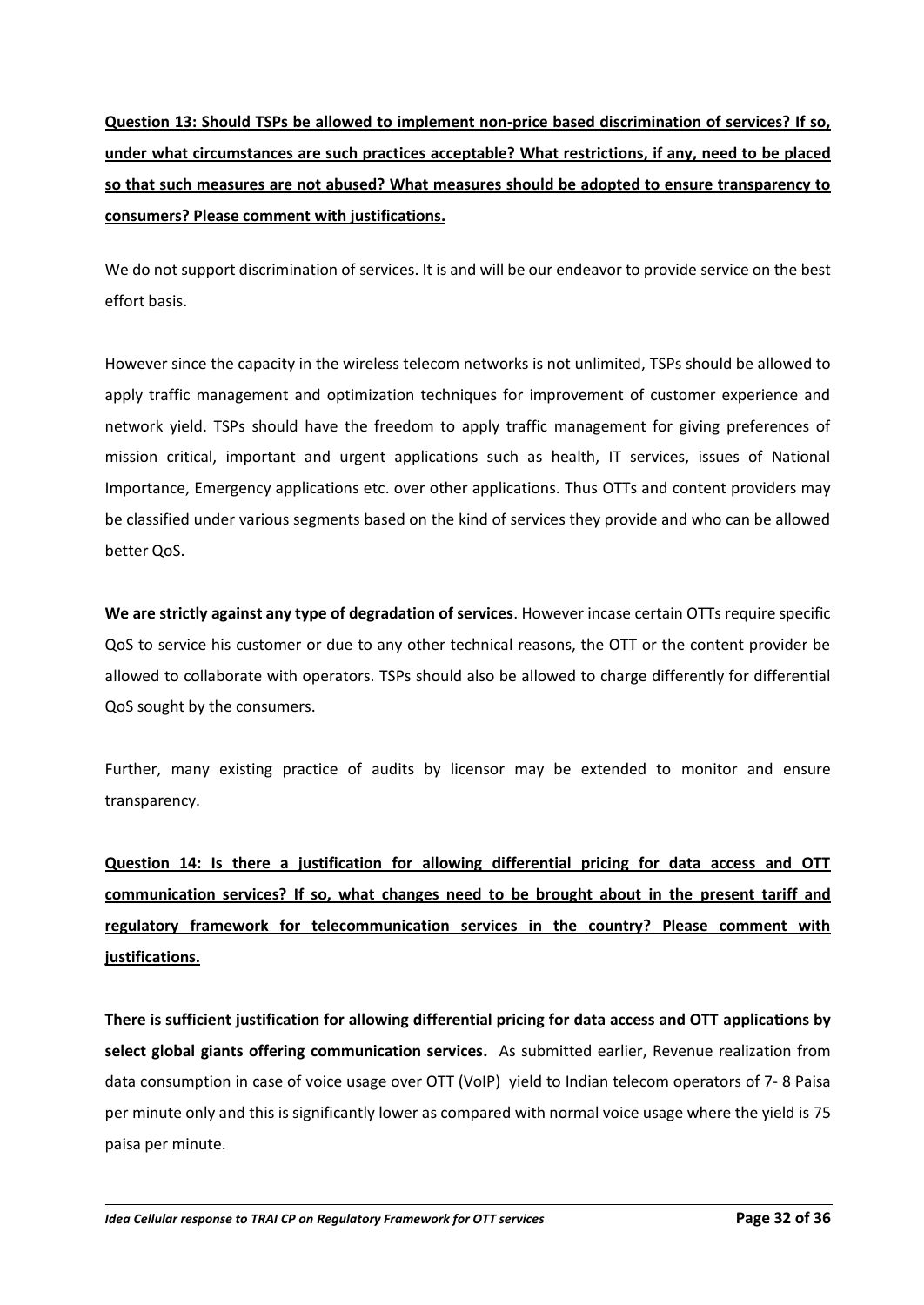**Question 13: Should TSPs be allowed to implement non-price based discrimination of services? If so, under what circumstances are such practices acceptable? What restrictions, if any, need to be placed so that such measures are not abused? What measures should be adopted to ensure transparency to consumers? Please comment with justifications.**

We do not support discrimination of services. It is and will be our endeavor to provide service on the best effort basis.

However since the capacity in the wireless telecom networks is not unlimited, TSPs should be allowed to apply traffic management and optimization techniques for improvement of customer experience and network yield. TSPs should have the freedom to apply traffic management for giving preferences of mission critical, important and urgent applications such as health, IT services, issues of National Importance, Emergency applications etc. over other applications. Thus OTTs and content providers may be classified under various segments based on the kind of services they provide and who can be allowed better QoS.

**We are strictly against any type of degradation of services**. However incase certain OTTs require specific QoS to service his customer or due to any other technical reasons, the OTT or the content provider be allowed to collaborate with operators. TSPs should also be allowed to charge differently for differential QoS sought by the consumers.

Further, many existing practice of audits by licensor may be extended to monitor and ensure transparency.

**Question 14: Is there a justification for allowing differential pricing for data access and OTT communication services? If so, what changes need to be brought about in the present tariff and regulatory framework for telecommunication services in the country? Please comment with justifications.**

**There is sufficient justification for allowing differential pricing for data access and OTT applications by select global giants offering communication services.** As submitted earlier, Revenue realization from data consumption in case of voice usage over OTT (VoIP) yield to Indian telecom operators of 7- 8 Paisa per minute only and this is significantly lower as compared with normal voice usage where the yield is 75 paisa per minute.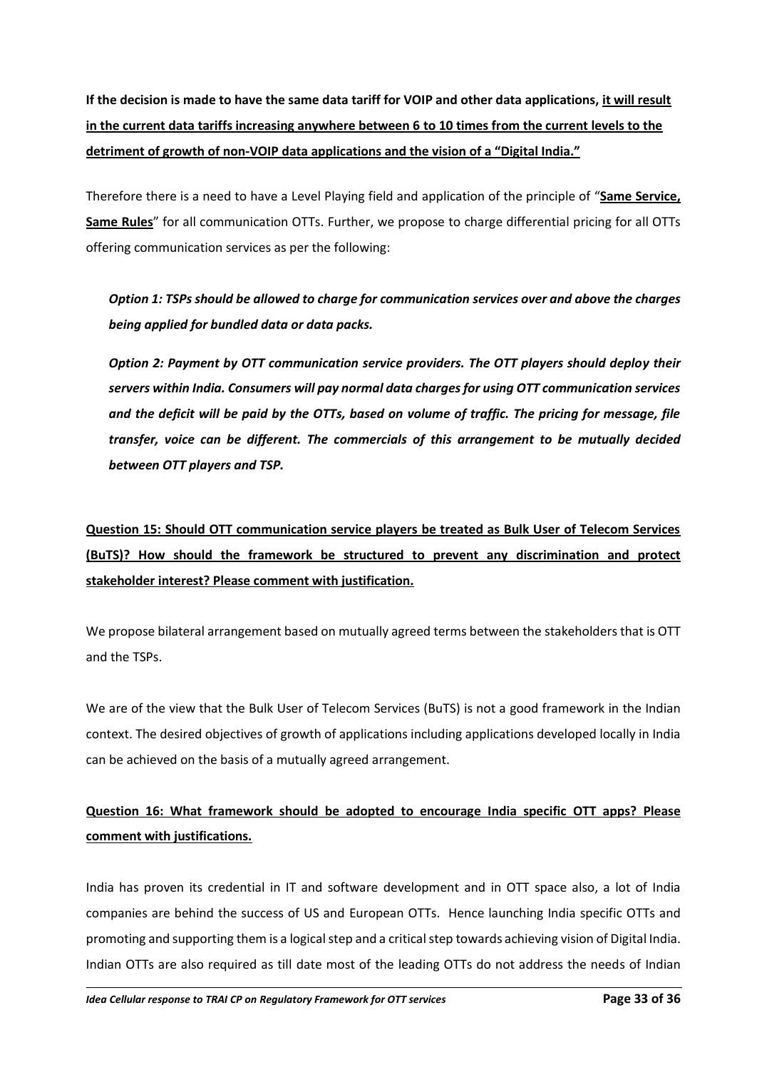**If the decision is made to have the same data tariff for VOIP and other data applications, it will result in the current data tariffs increasing anywhere between 6 to 10 times from the current levels to the detriment of growth of non-VOIP data applications and the vision of a "Digital India."**

Therefore there is a need to have a Level Playing field and application of the principle of "**Same Service, Same Rules**" for all communication OTTs. Further, we propose to charge differential pricing for all OTTs offering communication services as per the following:

***Option 1: TSPs should be allowed to charge for communication services over and above the charges being applied for bundled data or data packs.***

***Option 2: Payment by OTT communication service providers. The OTT players should deploy their servers within India. Consumers will pay normal data charges for using OTT communication services and the deficit will be paid by the OTTs, based on volume of traffic. The pricing for message, file transfer, voice can be different. The commercials of this arrangement to be mutually decided between OTT players and TSP.***

**Question 15: Should OTT communication service players be treated as Bulk User of Telecom Services (BuTS)? How should the framework be structured to prevent any discrimination and protect stakeholder interest? Please comment with justification.**

We propose bilateral arrangement based on mutually agreed terms between the stakeholders that is OTT and the TSPs.

We are of the view that the Bulk User of Telecom Services (BuTS) is not a good framework in the Indian context. The desired objectives of growth of applications including applications developed locally in India can be achieved on the basis of a mutually agreed arrangement.

**Question 16: What framework should be adopted to encourage India specific OTT apps? Please comment with justifications.**

India has proven its credential in IT and software development and in OTT space also, a lot of India companies are behind the success of US and European OTTs. Hence launching India specific OTTs and promoting and supporting them is a logical step and a critical step towards achieving vision of Digital India. Indian OTTs are also required as till date most of the leading OTTs do not address the needs of Indian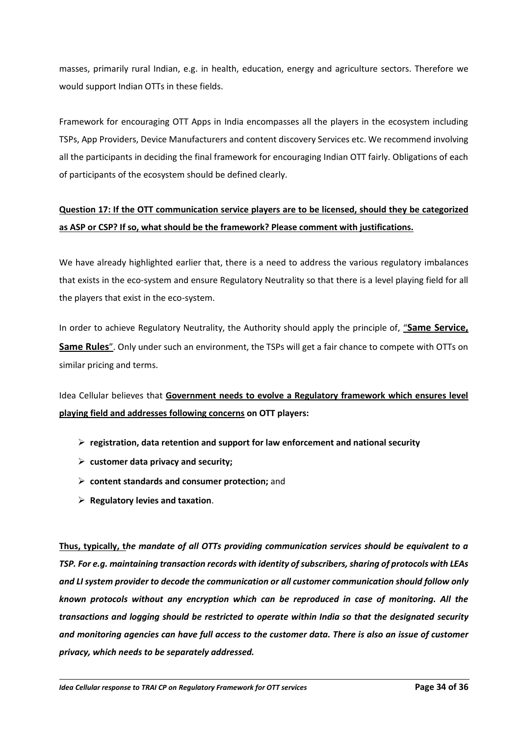masses, primarily rural Indian, e.g. in health, education, energy and agriculture sectors. Therefore we would support Indian OTTs in these fields.

Framework for encouraging OTT Apps in India encompasses all the players in the ecosystem including TSPs, App Providers, Device Manufacturers and content discovery Services etc. We recommend involving all the participants in deciding the final framework for encouraging Indian OTT fairly. Obligations of each of participants of the ecosystem should be defined clearly.

**Question 17: If the OTT communication service players are to be licensed, should they be categorized as ASP or CSP? If so, what should be the framework? Please comment with justifications.**

We have already highlighted earlier that, there is a need to address the various regulatory imbalances that exists in the eco-system and ensure Regulatory Neutrality so that there is a level playing field for all the players that exist in the eco-system.

In order to achieve Regulatory Neutrality, the Authority should apply the principle of, "**Same Service, Same Rules**". Only under such an environment, the TSPs will get a fair chance to compete with OTTs on similar pricing and terms.

Idea Cellular believes that **Government needs to evolve a Regulatory framework which ensures level playing field and addresses following concerns on OTT players:**

- **registration, data retention and support for law enforcement and national security**
- **customer data privacy and security;**
- **content standards and consumer protection;** and
- **Regulatory levies and taxation**.

**Thus, typically, t*he mandate of all OTTs providing communication services should be equivalent to a TSP. For e.g. maintaining transaction records with identity of subscribers, sharing of protocols with LEAs and LI system provider to decode the communication or all customer communication should follow only known protocols without any encryption which can be reproduced in case of monitoring. All the transactions and logging should be restricted to operate within India so that the designated security and monitoring agencies can have full access to the customer data. There is also an issue of customer privacy, which needs to be separately addressed.***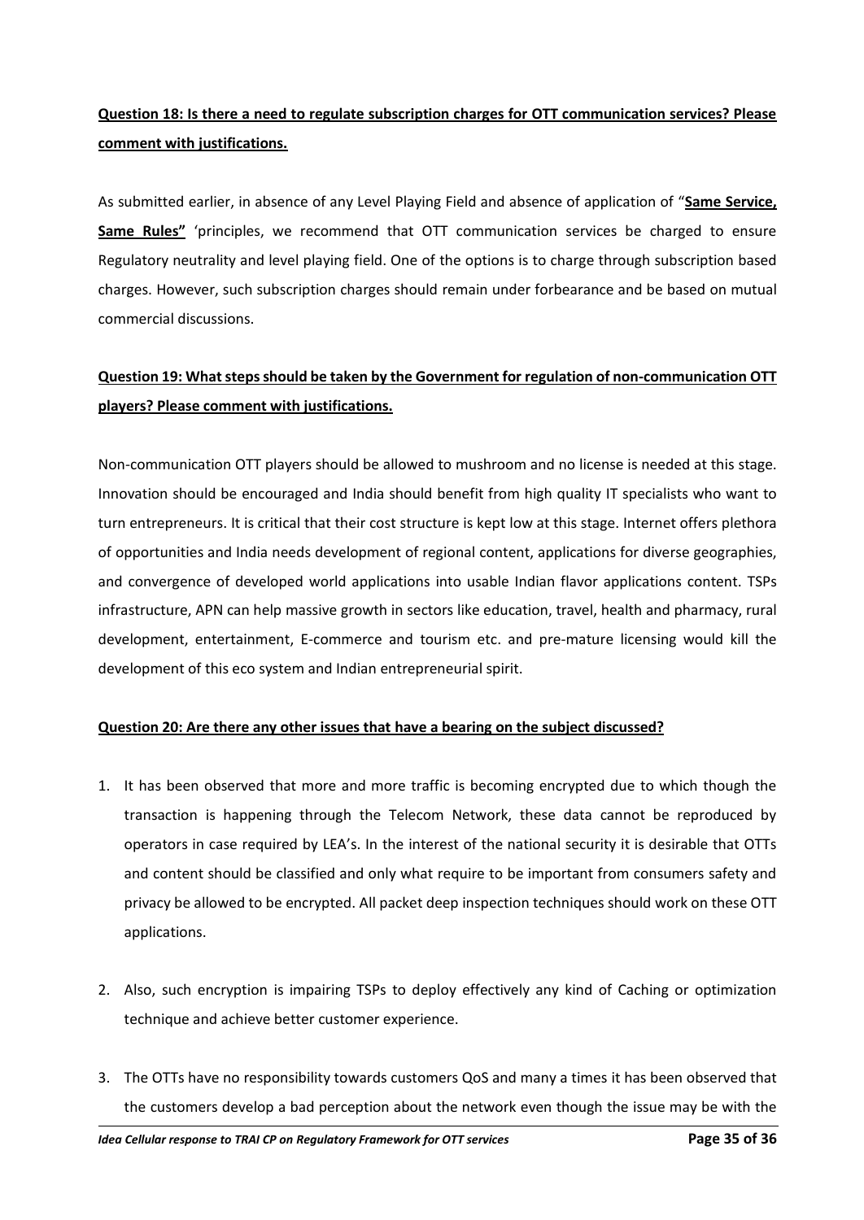**Question 18: Is there a need to regulate subscription charges for OTT communication services? Please comment with justifications.**

As submitted earlier, in absence of any Level Playing Field and absence of application of "**Same Service, Same Rules"** 'principles, we recommend that OTT communication services be charged to ensure Regulatory neutrality and level playing field. One of the options is to charge through subscription based charges. However, such subscription charges should remain under forbearance and be based on mutual commercial discussions.

**Question 19: What steps should be taken by the Government for regulation of non-communication OTT players? Please comment with justifications.**

Non-communication OTT players should be allowed to mushroom and no license is needed at this stage. Innovation should be encouraged and India should benefit from high quality IT specialists who want to turn entrepreneurs. It is critical that their cost structure is kept low at this stage. Internet offers plethora of opportunities and India needs development of regional content, applications for diverse geographies, and convergence of developed world applications into usable Indian flavor applications content. TSPs infrastructure, APN can help massive growth in sectors like education, travel, health and pharmacy, rural development, entertainment, E-commerce and tourism etc. and pre-mature licensing would kill the development of this eco system and Indian entrepreneurial spirit.

**Question 20: Are there any other issues that have a bearing on the subject discussed?**

1. It has been observed that more and more traffic is becoming encrypted due to which though the transaction is happening through the Telecom Network, these data cannot be reproduced by operators in case required by LEA's. In the interest of the national security it is desirable that OTTs and content should be classified and only what require to be important from consumers safety and privacy be allowed to be encrypted. All packet deep inspection techniques should work on these OTT applications.

2. Also, such encryption is impairing TSPs to deploy effectively any kind of Caching or optimization technique and achieve better customer experience.

3. The OTTs have no responsibility towards customers QoS and many a times it has been observed that the customers develop a bad perception about the network even though the issue may be with the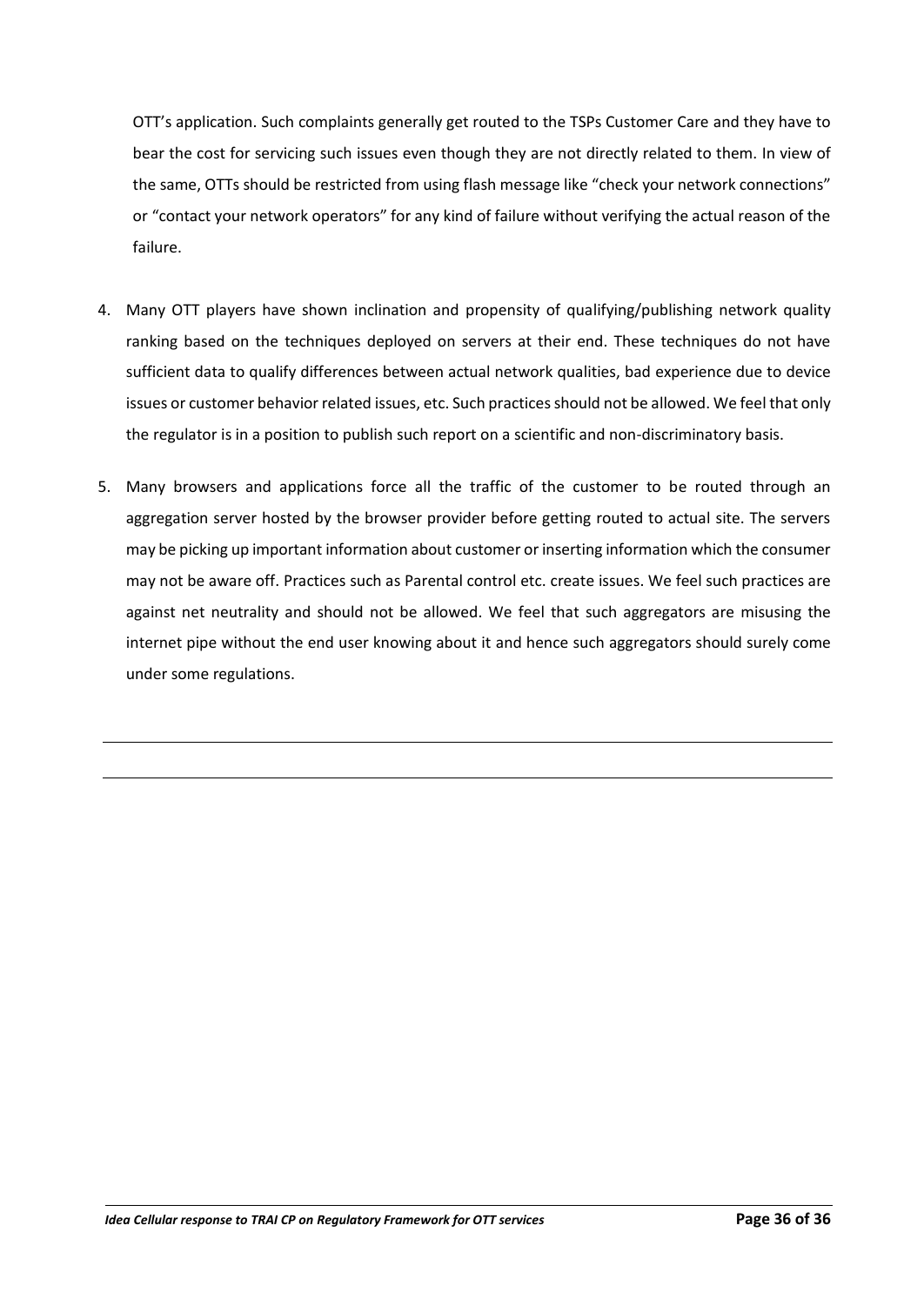OTT's application. Such complaints generally get routed to the TSPs Customer Care and they have to bear the cost for servicing such issues even though they are not directly related to them. In view of the same, OTTs should be restricted from using flash message like "check your network connections" or "contact your network operators" for any kind of failure without verifying the actual reason of the failure.

4. Many OTT players have shown inclination and propensity of qualifying/publishing network quality ranking based on the techniques deployed on servers at their end. These techniques do not have sufficient data to qualify differences between actual network qualities, bad experience due to device issues or customer behavior related issues, etc. Such practices should not be allowed. We feel that only the regulator is in a position to publish such report on a scientific and non-discriminatory basis.

5. Many browsers and applications force all the traffic of the customer to be routed through an aggregation server hosted by the browser provider before getting routed to actual site. The servers may be picking up important information about customer or inserting information which the consumer may not be aware off. Practices such as Parental control etc. create issues. We feel such practices are against net neutrality and should not be allowed. We feel that such aggregators are misusing the internet pipe without the end user knowing about it and hence such aggregators should surely come under some regulations.

---